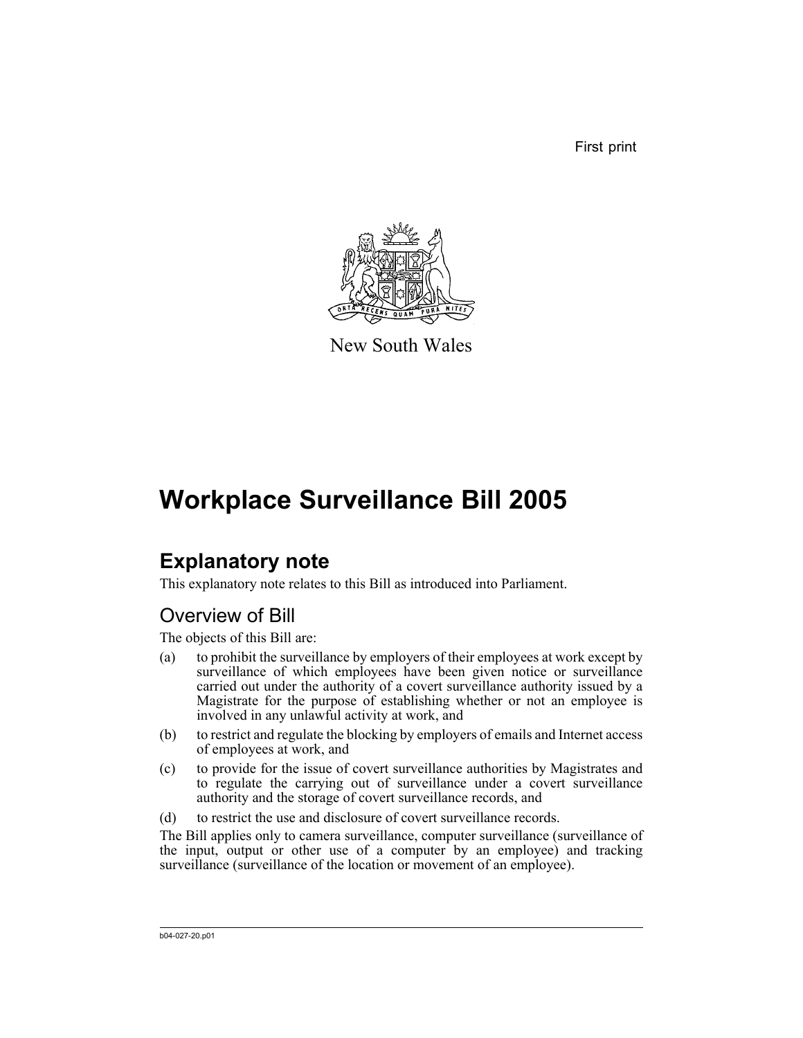First print

New South Wales

# Workplace Surveillance Bill 2005

## Explanatory note

This explanatory note relates to this Bill as introduced into Parliament.

### Overview of Bill

The objects of this Bill are:

(a) to prohibit the surveillance by employers of their employees at work except by surveillance of which employees have been given notice or surveillance carried out under the authority of a covert surveillance authority issued by a Magistrate for the purpose of establishing whether or not an employee is involved in any unlawful activity at work, and

(b) to restrict and regulate the blocking by employers of emails and Internet access of employees at work, and

(c) to provide for the issue of covert surveillance authorities by Magistrates and to regulate the carrying out of surveillance under a covert surveillance authority and the storage of covert surveillance records, and

(d) to restrict the use and disclosure of covert surveillance records.

The Bill applies only to camera surveillance, computer surveillance (surveillance of the input, output or other use of a computer by an employee) and tracking surveillance (surveillance of the location or movement of an employee).

b04-027-20.p01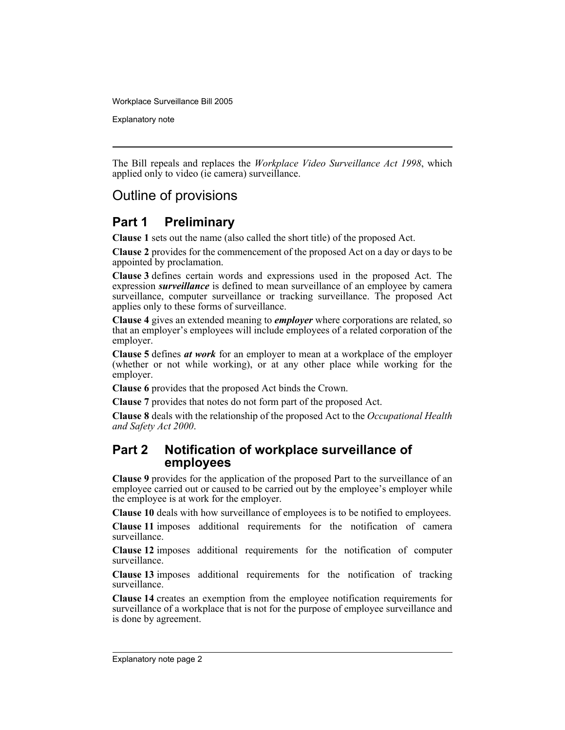The Bill repeals and replaces the *Workplace Video Surveillance Act 1998*, which applied only to video (ie camera) surveillance.

## Outline of provisions

### Part 1 Preliminary

**Clause 1** sets out the name (also called the short title) of the proposed Act.

**Clause 2** provides for the commencement of the proposed Act on a day or days to be appointed by proclamation.

**Clause 3** defines certain words and expressions used in the proposed Act. The expression ***surveillance*** is defined to mean surveillance of an employee by camera surveillance, computer surveillance or tracking surveillance. The proposed Act applies only to these forms of surveillance.

**Clause 4** gives an extended meaning to ***employer*** where corporations are related, so that an employer's employees will include employees of a related corporation of the employer.

**Clause 5** defines ***at work*** for an employer to mean at a workplace of the employer (whether or not while working), or at any other place while working for the employer.

**Clause 6** provides that the proposed Act binds the Crown.

**Clause 7** provides that notes do not form part of the proposed Act.

**Clause 8** deals with the relationship of the proposed Act to the *Occupational Health and Safety Act 2000*.

### Part 2 Notification of workplace surveillance of employees

**Clause 9** provides for the application of the proposed Part to the surveillance of an employee carried out or caused to be carried out by the employee's employer while the employee is at work for the employer.

**Clause 10** deals with how surveillance of employees is to be notified to employees.

**Clause 11** imposes additional requirements for the notification of camera surveillance.

**Clause 12** imposes additional requirements for the notification of computer surveillance.

**Clause 13** imposes additional requirements for the notification of tracking surveillance.

**Clause 14** creates an exemption from the employee notification requirements for surveillance of a workplace that is not for the purpose of employee surveillance and is done by agreement.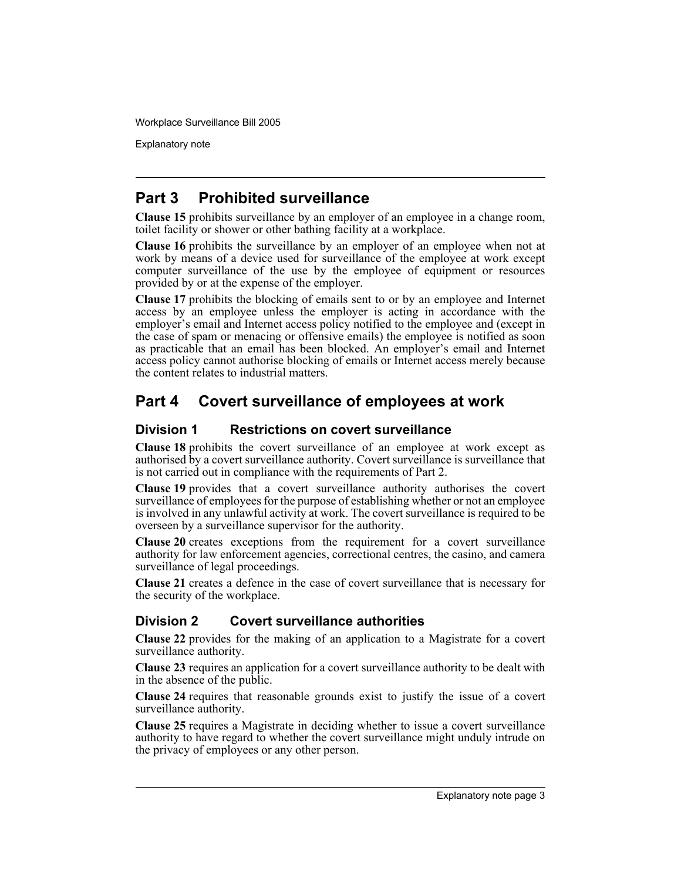## Part 3 Prohibited surveillance

**Clause 15** prohibits surveillance by an employer of an employee in a change room, toilet facility or shower or other bathing facility at a workplace.

**Clause 16** prohibits the surveillance by an employer of an employee when not at work by means of a device used for surveillance of the employee at work except computer surveillance of the use by the employee of equipment or resources provided by or at the expense of the employer.

**Clause 17** prohibits the blocking of emails sent to or by an employee and Internet access by an employee unless the employer is acting in accordance with the employer's email and Internet access policy notified to the employee and (except in the case of spam or menacing or offensive emails) the employee is notified as soon as practicable that an email has been blocked. An employer's email and Internet access policy cannot authorise blocking of emails or Internet access merely because the content relates to industrial matters.

## Part 4 Covert surveillance of employees at work

### Division 1 Restrictions on covert surveillance

**Clause 18** prohibits the covert surveillance of an employee at work except as authorised by a covert surveillance authority. Covert surveillance is surveillance that is not carried out in compliance with the requirements of Part 2.

**Clause 19** provides that a covert surveillance authority authorises the covert surveillance of employees for the purpose of establishing whether or not an employee is involved in any unlawful activity at work. The covert surveillance is required to be overseen by a surveillance supervisor for the authority.

**Clause 20** creates exceptions from the requirement for a covert surveillance authority for law enforcement agencies, correctional centres, the casino, and camera surveillance of legal proceedings.

**Clause 21** creates a defence in the case of covert surveillance that is necessary for the security of the workplace.

### Division 2 Covert surveillance authorities

**Clause 22** provides for the making of an application to a Magistrate for a covert surveillance authority.

**Clause 23** requires an application for a covert surveillance authority to be dealt with in the absence of the public.

**Clause 24** requires that reasonable grounds exist to justify the issue of a covert surveillance authority.

**Clause 25** requires a Magistrate in deciding whether to issue a covert surveillance authority to have regard to whether the covert surveillance might unduly intrude on the privacy of employees or any other person.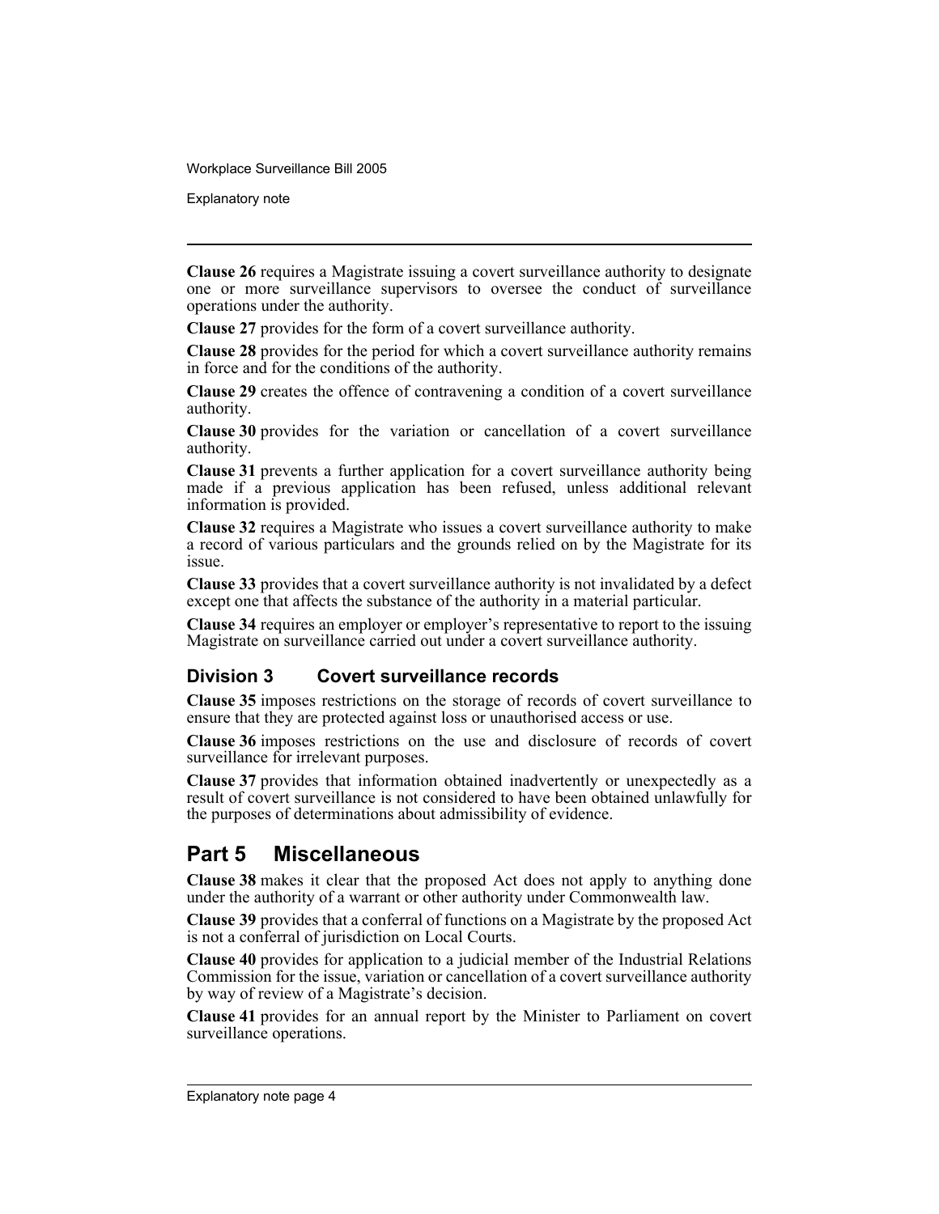**Clause 26** requires a Magistrate issuing a covert surveillance authority to designate one or more surveillance supervisors to oversee the conduct of surveillance operations under the authority.

**Clause 27** provides for the form of a covert surveillance authority.

**Clause 28** provides for the period for which a covert surveillance authority remains in force and for the conditions of the authority.

**Clause 29** creates the offence of contravening a condition of a covert surveillance authority.

**Clause 30** provides for the variation or cancellation of a covert surveillance authority.

**Clause 31** prevents a further application for a covert surveillance authority being made if a previous application has been refused, unless additional relevant information is provided.

**Clause 32** requires a Magistrate who issues a covert surveillance authority to make a record of various particulars and the grounds relied on by the Magistrate for its issue.

**Clause 33** provides that a covert surveillance authority is not invalidated by a defect except one that affects the substance of the authority in a material particular.

**Clause 34** requires an employer or employer's representative to report to the issuing Magistrate on surveillance carried out under a covert surveillance authority.

### Division 3 Covert surveillance records

**Clause 35** imposes restrictions on the storage of records of covert surveillance to ensure that they are protected against loss or unauthorised access or use.

**Clause 36** imposes restrictions on the use and disclosure of records of covert surveillance for irrelevant purposes.

**Clause 37** provides that information obtained inadvertently or unexpectedly as a result of covert surveillance is not considered to have been obtained unlawfully for the purposes of determinations about admissibility of evidence.

## Part 5 Miscellaneous

**Clause 38** makes it clear that the proposed Act does not apply to anything done under the authority of a warrant or other authority under Commonwealth law.

**Clause 39** provides that a conferral of functions on a Magistrate by the proposed Act is not a conferral of jurisdiction on Local Courts.

**Clause 40** provides for application to a judicial member of the Industrial Relations Commission for the issue, variation or cancellation of a covert surveillance authority by way of review of a Magistrate's decision.

**Clause 41** provides for an annual report by the Minister to Parliament on covert surveillance operations.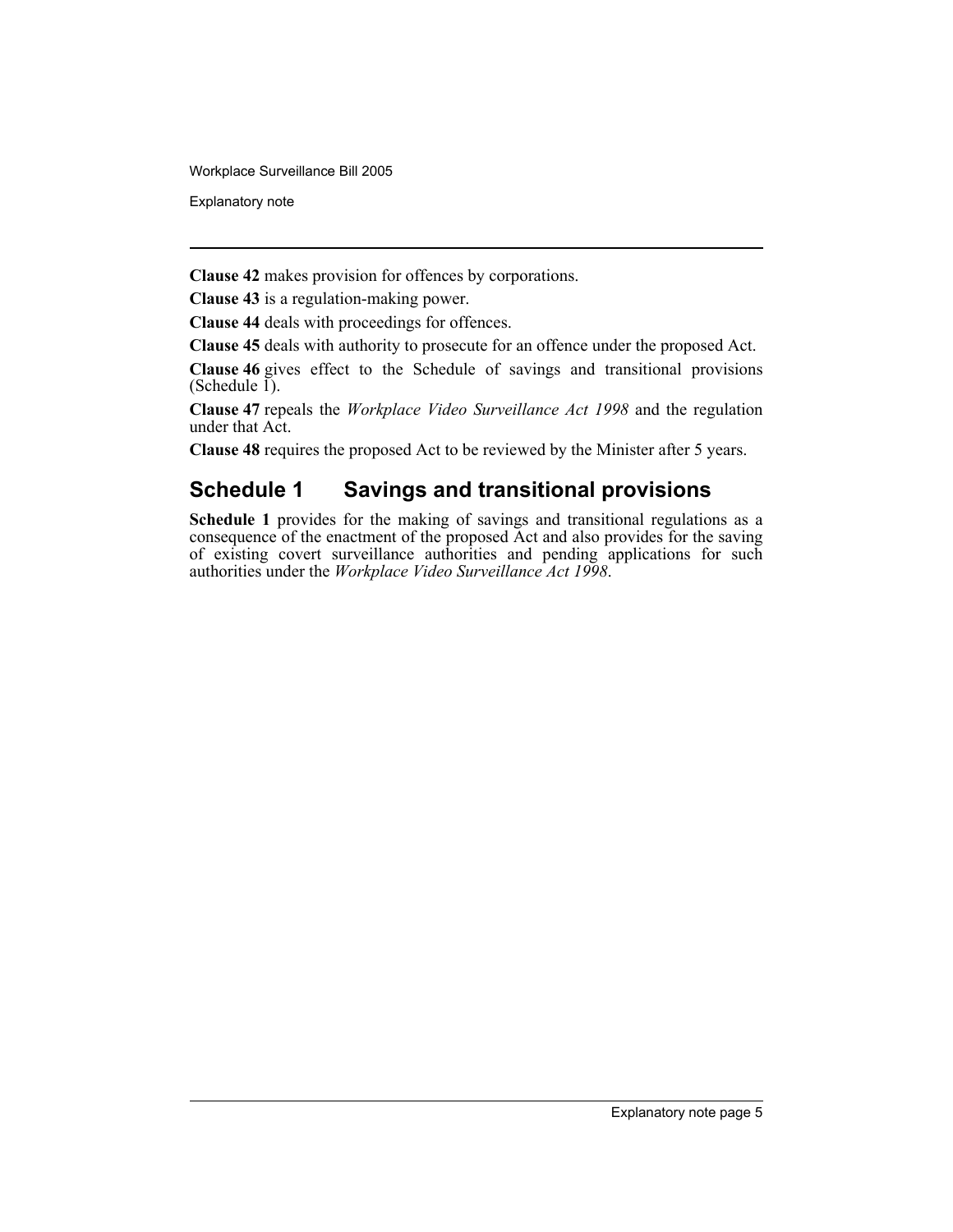**Clause 42** makes provision for offences by corporations.

**Clause 43** is a regulation-making power.

**Clause 44** deals with proceedings for offences.

**Clause 45** deals with authority to prosecute for an offence under the proposed Act.

**Clause 46** gives effect to the Schedule of savings and transitional provisions (Schedule 1).

**Clause 47** repeals the *Workplace Video Surveillance Act 1998* and the regulation under that Act.

**Clause 48** requires the proposed Act to be reviewed by the Minister after 5 years.

## Schedule 1 Savings and transitional provisions

**Schedule 1** provides for the making of savings and transitional regulations as a consequence of the enactment of the proposed Act and also provides for the saving of existing covert surveillance authorities and pending applications for such authorities under the *Workplace Video Surveillance Act 1998*.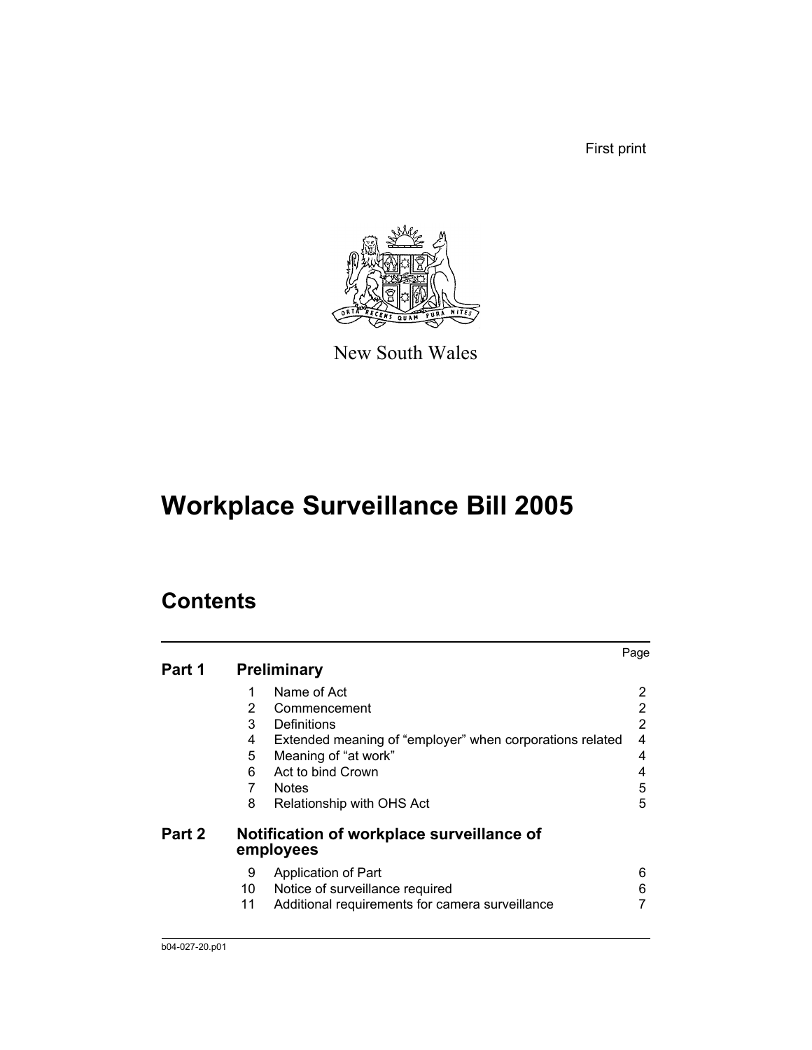First print

New South Wales

# Workplace Surveillance Bill 2005

## Contents

| | | | Page |
|---|---|---|---|
| **Part 1** | **Preliminary** | | |
| | 1 | Name of Act | 2 |
| | 2 | Commencement | 2 |
| | 3 | Definitions | 2 |
| | 4 | Extended meaning of "employer" when corporations related | 4 |
| | 5 | Meaning of "at work" | 4 |
| | 6 | Act to bind Crown | 4 |
| | 7 | Notes | 5 |
| | 8 | Relationship with OHS Act | 5 |
| **Part 2** | **Notification of workplace surveillance of employees** | | |
| | 9 | Application of Part | 6 |
| | 10 | Notice of surveillance required | 6 |
| | 11 | Additional requirements for camera surveillance | 7 |

b04-027-20.p01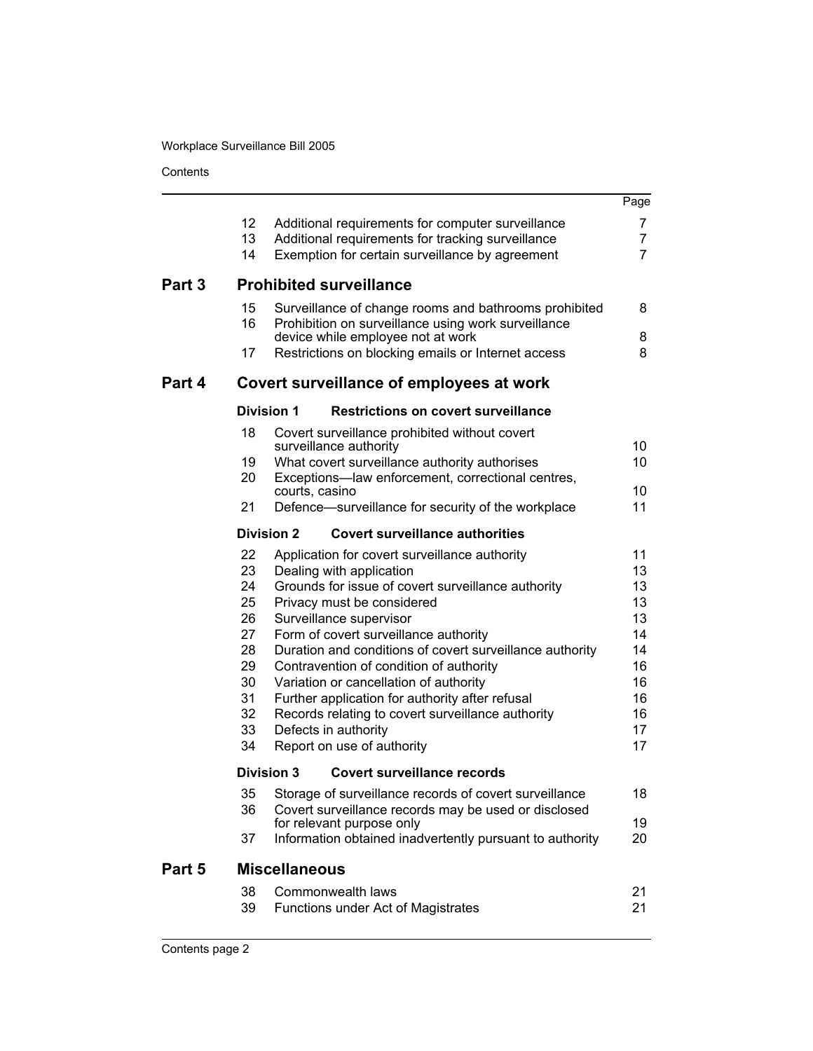| | | | Page |
|---|---|---|---|
| | 12 | Additional requirements for computer surveillance | 7 |
| | 13 | Additional requirements for tracking surveillance | 7 |
| | 14 | Exemption for certain surveillance by agreement | 7 |
| **Part 3** | | **Prohibited surveillance** | |
| | 15 | Surveillance of change rooms and bathrooms prohibited | 8 |
| | 16 | Prohibition on surveillance using work surveillance device while employee not at work | 8 |
| | 17 | Restrictions on blocking emails or Internet access | 8 |
| **Part 4** | | **Covert surveillance of employees at work** | |
| | **Division 1** | **Restrictions on covert surveillance** | |
| | 18 | Covert surveillance prohibited without covert surveillance authority | 10 |
| | 19 | What covert surveillance authority authorises | 10 |
| | 20 | Exceptions—law enforcement, correctional centres, courts, casino | 10 |
| | 21 | Defence—surveillance for security of the workplace | 11 |
| | **Division 2** | **Covert surveillance authorities** | |
| | 22 | Application for covert surveillance authority | 11 |
| | 23 | Dealing with application | 13 |
| | 24 | Grounds for issue of covert surveillance authority | 13 |
| | 25 | Privacy must be considered | 13 |
| | 26 | Surveillance supervisor | 13 |
| | 27 | Form of covert surveillance authority | 14 |
| | 28 | Duration and conditions of covert surveillance authority | 14 |
| | 29 | Contravention of condition of authority | 16 |
| | 30 | Variation or cancellation of authority | 16 |
| | 31 | Further application for authority after refusal | 16 |
| | 32 | Records relating to covert surveillance authority | 16 |
| | 33 | Defects in authority | 17 |
| | 34 | Report on use of authority | 17 |
| | **Division 3** | **Covert surveillance records** | |
| | 35 | Storage of surveillance records of covert surveillance | 18 |
| | 36 | Covert surveillance records may be used or disclosed for relevant purpose only | 19 |
| | 37 | Information obtained inadvertently pursuant to authority | 20 |
| **Part 5** | | **Miscellaneous** | |
| | 38 | Commonwealth laws | 21 |
| | 39 | Functions under Act of Magistrates | 21 |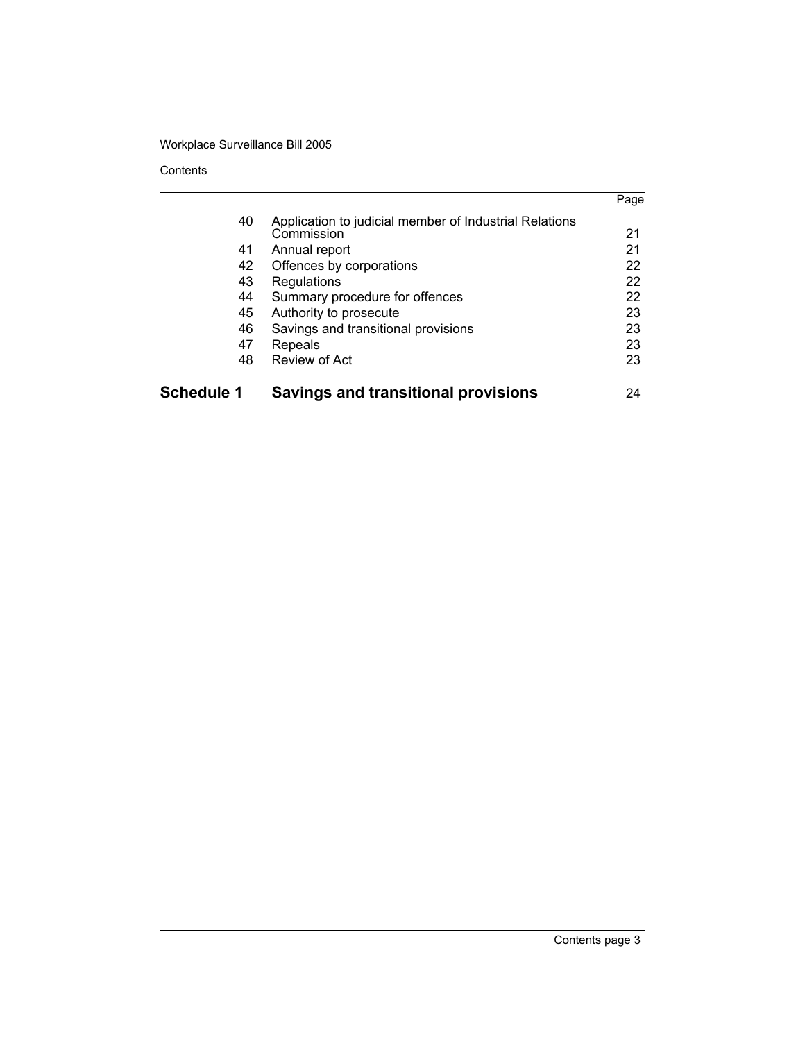| | | Page |
|---|---|---|
| 40 | Application to judicial member of Industrial Relations Commission | 21 |
| 41 | Annual report | 21 |
| 42 | Offences by corporations | 22 |
| 43 | Regulations | 22 |
| 44 | Summary procedure for offences | 22 |
| 45 | Authority to prosecute | 23 |
| 46 | Savings and transitional provisions | 23 |
| 47 | Repeals | 23 |
| 48 | Review of Act | 23 |
| **Schedule 1** | **Savings and transitional provisions** | 24 |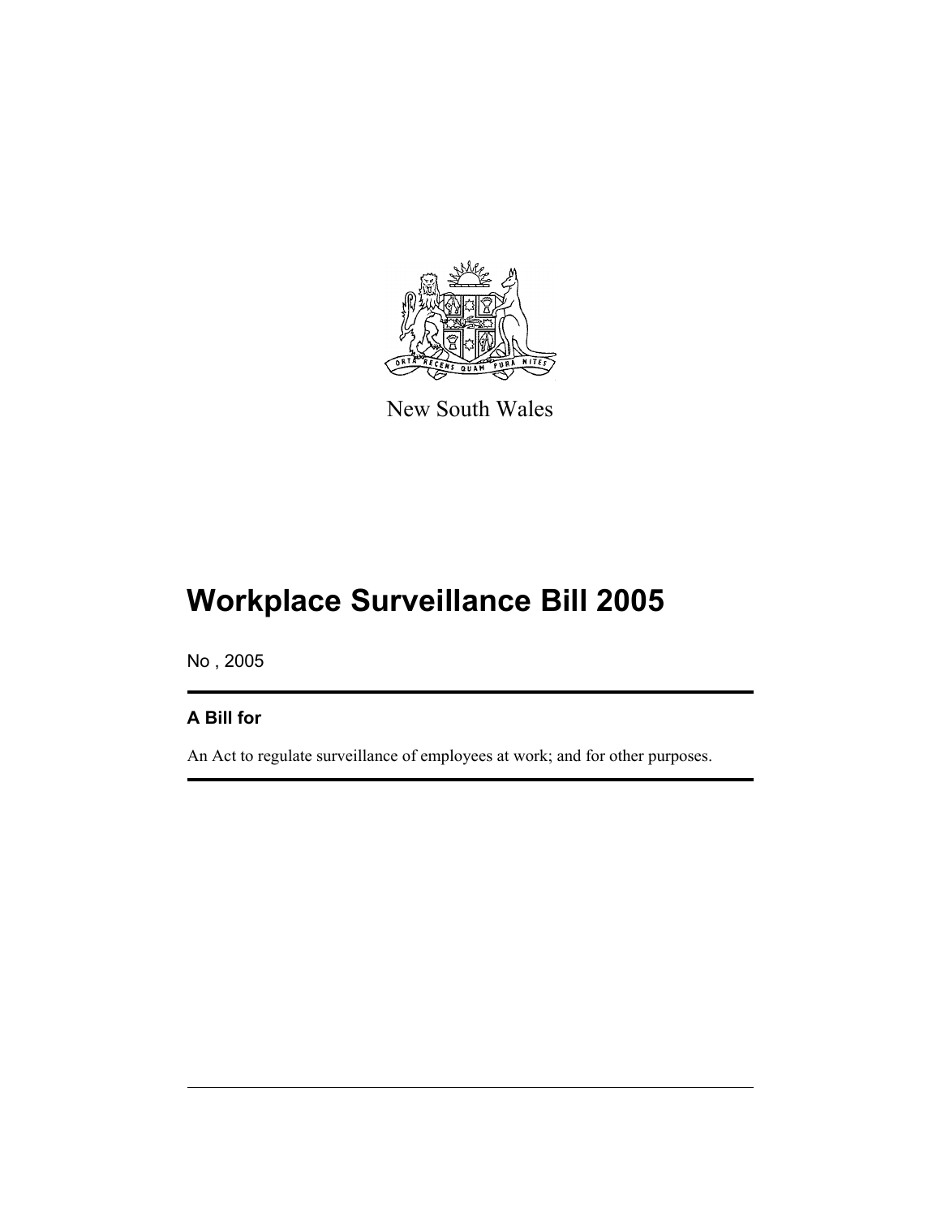New South Wales

# Workplace Surveillance Bill 2005

No , 2005

### A Bill for

An Act to regulate surveillance of employees at work; and for other purposes.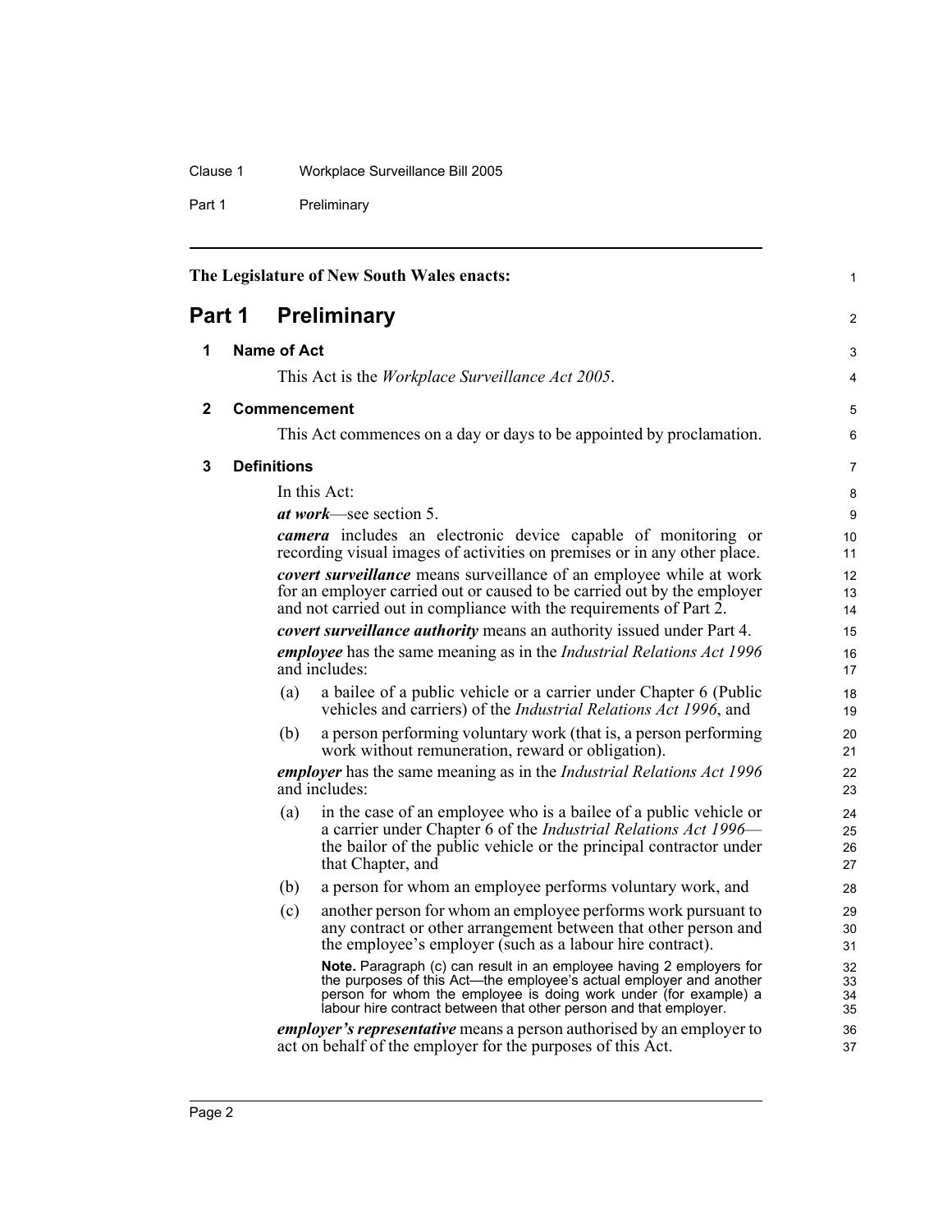The Legislature of New South Wales enacts:

# Part 1 Preliminary

## 1 Name of Act

This Act is the *Workplace Surveillance Act 2005*.

## 2 Commencement

This Act commences on a day or days to be appointed by proclamation.

## 3 Definitions

In this Act:

***at work***—see section 5.

***camera*** includes an electronic device capable of monitoring or recording visual images of activities on premises or in any other place.

***covert surveillance*** means surveillance of an employee while at work for an employer carried out or caused to be carried out by the employer and not carried out in compliance with the requirements of Part 2.

***covert surveillance authority*** means an authority issued under Part 4.

***employee*** has the same meaning as in the *Industrial Relations Act 1996* and includes:

(a) a bailee of a public vehicle or a carrier under Chapter 6 (Public vehicles and carriers) of the *Industrial Relations Act 1996*, and

(b) a person performing voluntary work (that is, a person performing work without remuneration, reward or obligation).

***employer*** has the same meaning as in the *Industrial Relations Act 1996* and includes:

(a) in the case of an employee who is a bailee of a public vehicle or a carrier under Chapter 6 of the *Industrial Relations Act 1996*—the bailor of the public vehicle or the principal contractor under that Chapter, and

(b) a person for whom an employee performs voluntary work, and

(c) another person for whom an employee performs work pursuant to any contract or other arrangement between that other person and the employee's employer (such as a labour hire contract).

**Note.** Paragraph (c) can result in an employee having 2 employers for the purposes of this Act—the employee's actual employer and another person for whom the employee is doing work under (for example) a labour hire contract between that other person and that employer.

***employer's representative*** means a person authorised by an employer to act on behalf of the employer for the purposes of this Act.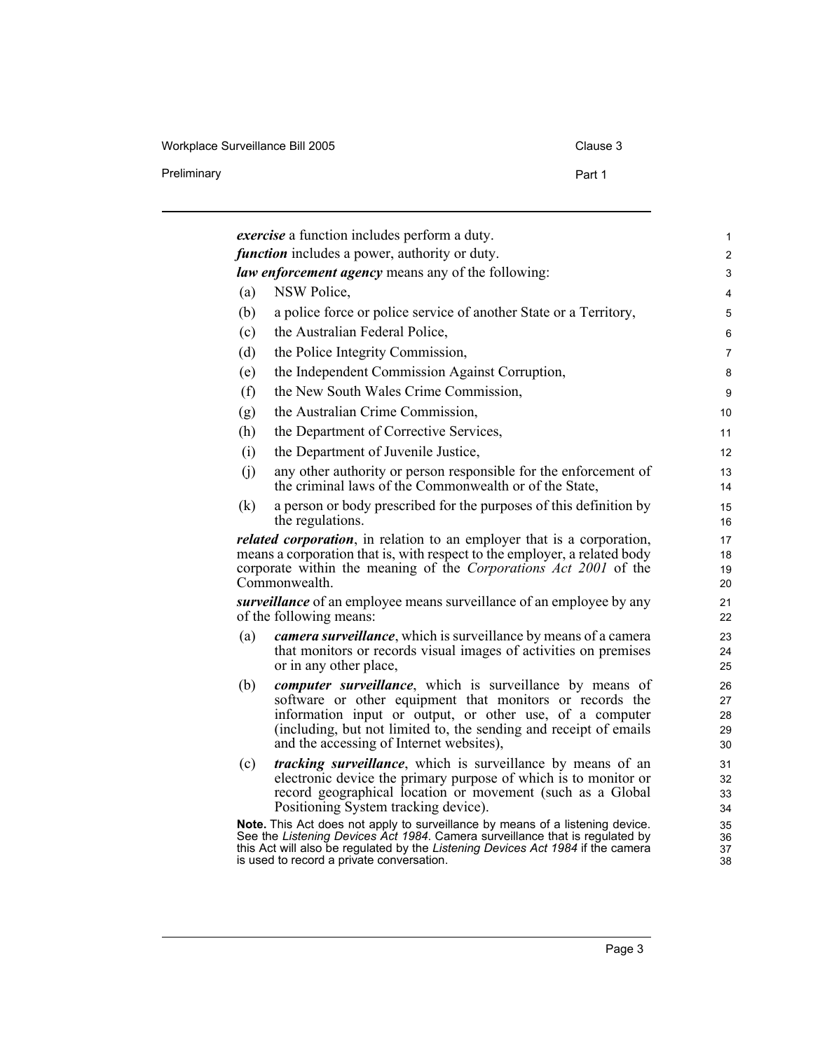***exercise*** a function includes perform a duty.

***function*** includes a power, authority or duty.

***law enforcement agency*** means any of the following:

(a) NSW Police,

(b) a police force or police service of another State or a Territory,

(c) the Australian Federal Police,

(d) the Police Integrity Commission,

(e) the Independent Commission Against Corruption,

(f) the New South Wales Crime Commission,

(g) the Australian Crime Commission,

(h) the Department of Corrective Services,

(i) the Department of Juvenile Justice,

(j) any other authority or person responsible for the enforcement of the criminal laws of the Commonwealth or of the State,

(k) a person or body prescribed for the purposes of this definition by the regulations.

***related corporation***, in relation to an employer that is a corporation, means a corporation that is, with respect to the employer, a related body corporate within the meaning of the *Corporations Act 2001* of the Commonwealth.

***surveillance*** of an employee means surveillance of an employee by any of the following means:

(a) ***camera surveillance***, which is surveillance by means of a camera that monitors or records visual images of activities on premises or in any other place,

(b) ***computer surveillance***, which is surveillance by means of software or other equipment that monitors or records the information input or output, or other use, of a computer (including, but not limited to, the sending and receipt of emails and the accessing of Internet websites),

(c) ***tracking surveillance***, which is surveillance by means of an electronic device the primary purpose of which is to monitor or record geographical location or movement (such as a Global Positioning System tracking device).

**Note.** This Act does not apply to surveillance by means of a listening device. See the *Listening Devices Act 1984*. Camera surveillance that is regulated by this Act will also be regulated by the *Listening Devices Act 1984* if the camera is used to record a private conversation.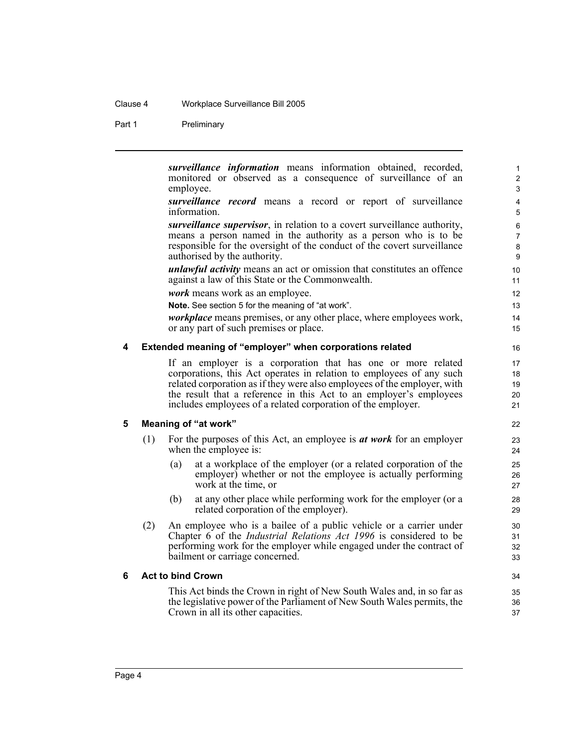***surveillance information*** means information obtained, recorded, monitored or observed as a consequence of surveillance of an employee.

***surveillance record*** means a record or report of surveillance information.

***surveillance supervisor***, in relation to a covert surveillance authority, means a person named in the authority as a person who is to be responsible for the oversight of the conduct of the covert surveillance authorised by the authority.

***unlawful activity*** means an act or omission that constitutes an offence against a law of this State or the Commonwealth.

***work*** means work as an employee.

**Note.** See section 5 for the meaning of "at work".

***workplace*** means premises, or any other place, where employees work, or any part of such premises or place.

### 4 Extended meaning of "employer" when corporations related

If an employer is a corporation that has one or more related corporations, this Act operates in relation to employees of any such related corporation as if they were also employees of the employer, with the result that a reference in this Act to an employer's employees includes employees of a related corporation of the employer.

### 5 Meaning of "at work"

(1) For the purposes of this Act, an employee is ***at work*** for an employer when the employee is:

(a) at a workplace of the employer (or a related corporation of the employer) whether or not the employee is actually performing work at the time, or

(b) at any other place while performing work for the employer (or a related corporation of the employer).

(2) An employee who is a bailee of a public vehicle or a carrier under Chapter 6 of the *Industrial Relations Act 1996* is considered to be performing work for the employer while engaged under the contract of bailment or carriage concerned.

### 6 Act to bind Crown

This Act binds the Crown in right of New South Wales and, in so far as the legislative power of the Parliament of New South Wales permits, the Crown in all its other capacities.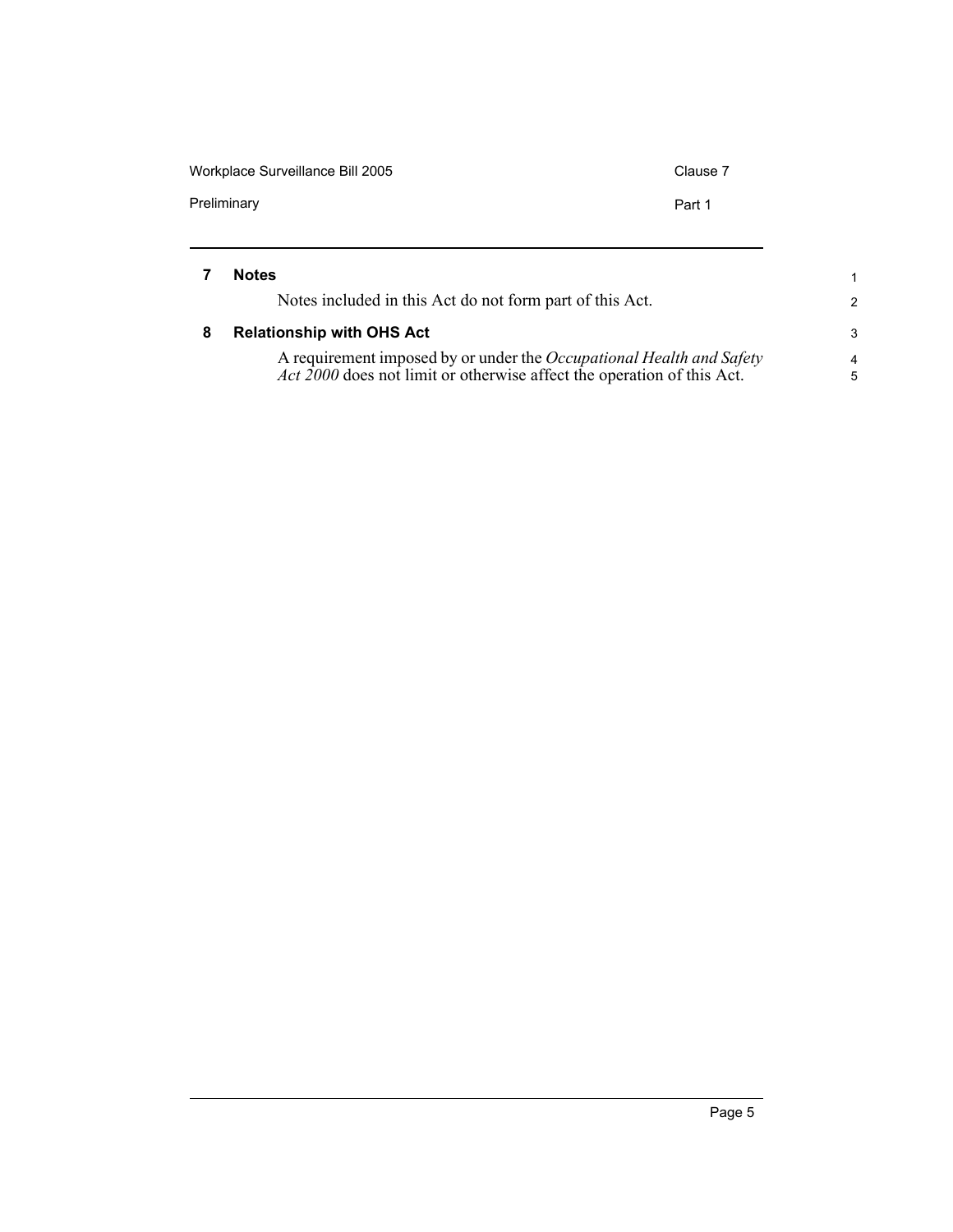### 7 Notes

Notes included in this Act do not form part of this Act.

### 8 Relationship with OHS Act

A requirement imposed by or under the *Occupational Health and Safety Act 2000* does not limit or otherwise affect the operation of this Act.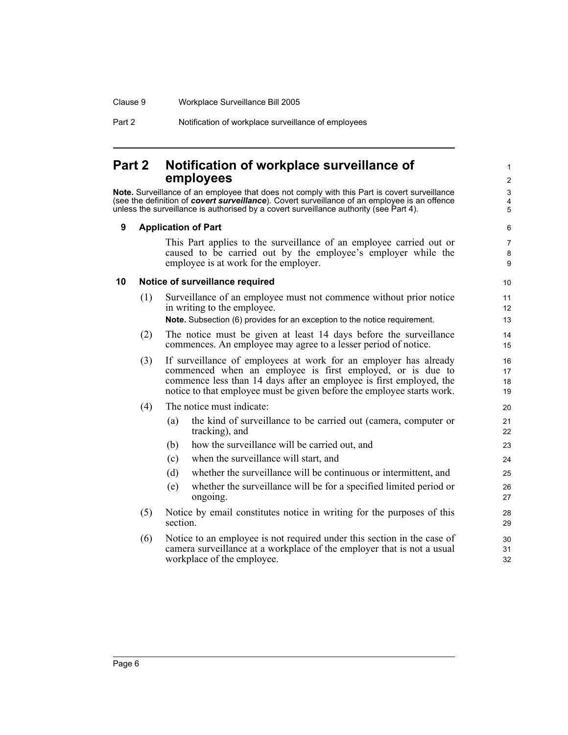## Part 2 Notification of workplace surveillance of employees

**Note.** Surveillance of an employee that does not comply with this Part is covert surveillance (see the definition of ***covert surveillance***). Covert surveillance of an employee is an offence unless the surveillance is authorised by a covert surveillance authority (see Part 4).

### 9 Application of Part

This Part applies to the surveillance of an employee carried out or caused to be carried out by the employee's employer while the employee is at work for the employer.

### 10 Notice of surveillance required

(1) Surveillance of an employee must not commence without prior notice in writing to the employee.

**Note.** Subsection (6) provides for an exception to the notice requirement.

(2) The notice must be given at least 14 days before the surveillance commences. An employee may agree to a lesser period of notice.

(3) If surveillance of employees at work for an employer has already commenced when an employee is first employed, or is due to commence less than 14 days after an employee is first employed, the notice to that employee must be given before the employee starts work.

(4) The notice must indicate:

(a) the kind of surveillance to be carried out (camera, computer or tracking), and

(b) how the surveillance will be carried out, and

(c) when the surveillance will start, and

(d) whether the surveillance will be continuous or intermittent, and

(e) whether the surveillance will be for a specified limited period or ongoing.

(5) Notice by email constitutes notice in writing for the purposes of this section.

(6) Notice to an employee is not required under this section in the case of camera surveillance at a workplace of the employer that is not a usual workplace of the employee.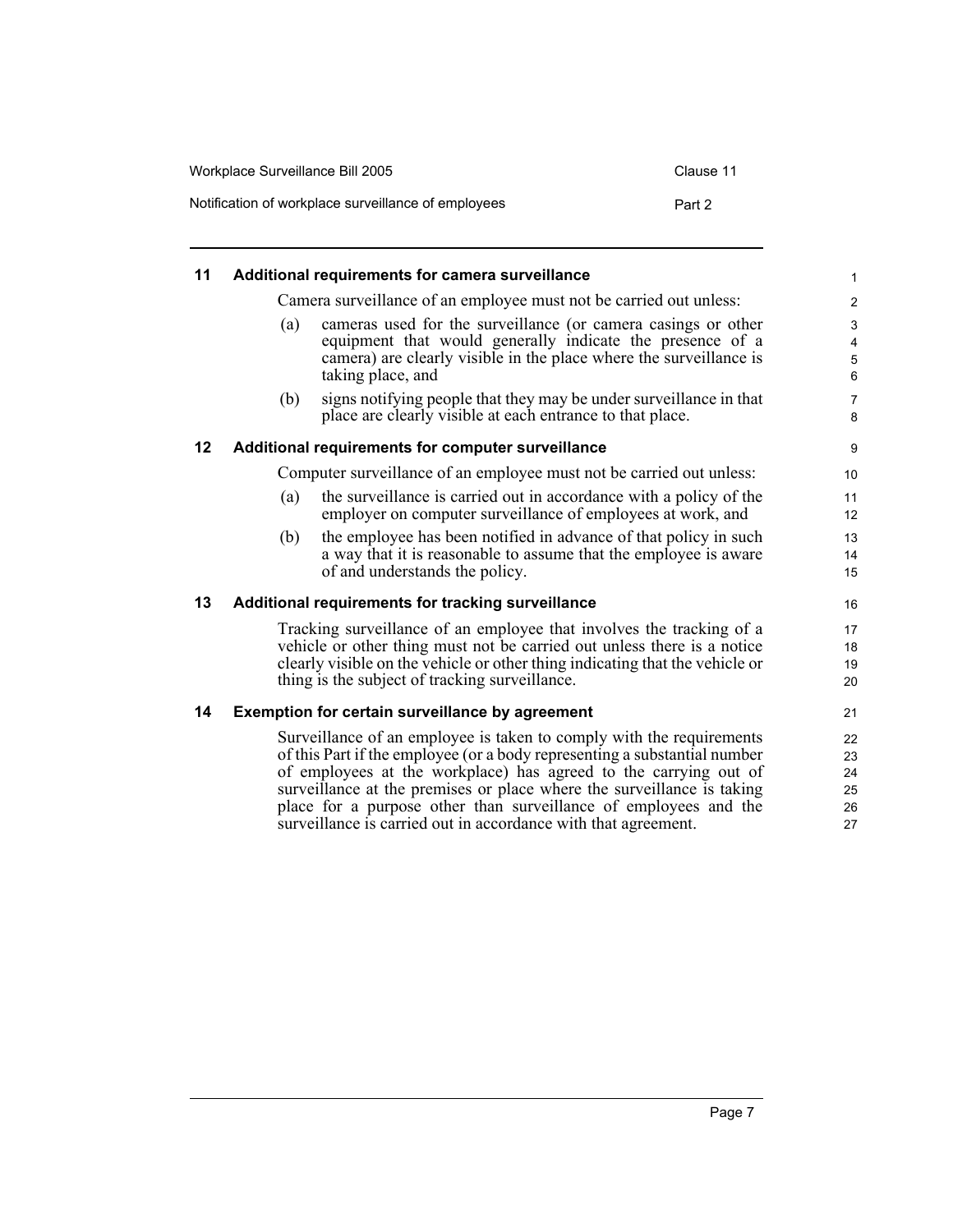### 11 Additional requirements for camera surveillance

Camera surveillance of an employee must not be carried out unless:

(a) cameras used for the surveillance (or camera casings or other equipment that would generally indicate the presence of a camera) are clearly visible in the place where the surveillance is taking place, and

(b) signs notifying people that they may be under surveillance in that place are clearly visible at each entrance to that place.

### 12 Additional requirements for computer surveillance

Computer surveillance of an employee must not be carried out unless:

(a) the surveillance is carried out in accordance with a policy of the employer on computer surveillance of employees at work, and

(b) the employee has been notified in advance of that policy in such a way that it is reasonable to assume that the employee is aware of and understands the policy.

### 13 Additional requirements for tracking surveillance

Tracking surveillance of an employee that involves the tracking of a vehicle or other thing must not be carried out unless there is a notice clearly visible on the vehicle or other thing indicating that the vehicle or thing is the subject of tracking surveillance.

### 14 Exemption for certain surveillance by agreement

Surveillance of an employee is taken to comply with the requirements of this Part if the employee (or a body representing a substantial number of employees at the workplace) has agreed to the carrying out of surveillance at the premises or place where the surveillance is taking place for a purpose other than surveillance of employees and the surveillance is carried out in accordance with that agreement.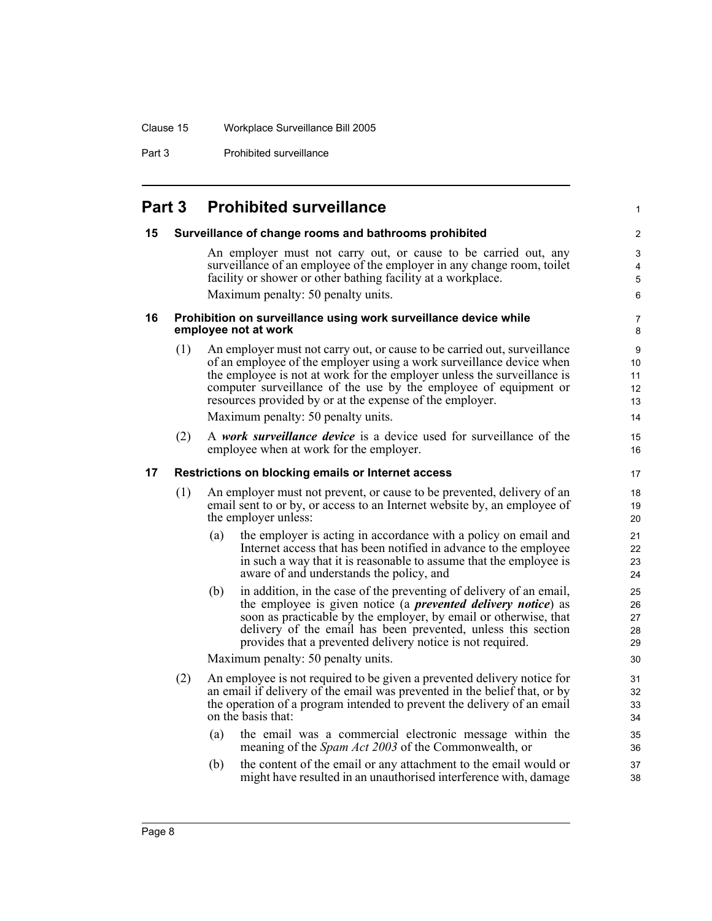## Part 3 Prohibited surveillance

### 15 Surveillance of change rooms and bathrooms prohibited

An employer must not carry out, or cause to be carried out, any surveillance of an employee of the employer in any change room, toilet facility or shower or other bathing facility at a workplace.

Maximum penalty: 50 penalty units.

### 16 Prohibition on surveillance using work surveillance device while employee not at work

(1) An employer must not carry out, or cause to be carried out, surveillance of an employee of the employer using a work surveillance device when the employee is not at work for the employer unless the surveillance is computer surveillance of the use by the employee of equipment or resources provided by or at the expense of the employer.

Maximum penalty: 50 penalty units.

(2) A ***work surveillance device*** is a device used for surveillance of the employee when at work for the employer.

### 17 Restrictions on blocking emails or Internet access

(1) An employer must not prevent, or cause to be prevented, delivery of an email sent to or by, or access to an Internet website by, an employee of the employer unless:

- (a) the employer is acting in accordance with a policy on email and Internet access that has been notified in advance to the employee in such a way that it is reasonable to assume that the employee is aware of and understands the policy, and
- (b) in addition, in the case of the preventing of delivery of an email, the employee is given notice (a ***prevented delivery notice***) as soon as practicable by the employer, by email or otherwise, that delivery of the email has been prevented, unless this section provides that a prevented delivery notice is not required.

Maximum penalty: 50 penalty units.

(2) An employee is not required to be given a prevented delivery notice for an email if delivery of the email was prevented in the belief that, or by the operation of a program intended to prevent the delivery of an email on the basis that:

- (a) the email was a commercial electronic message within the meaning of the *Spam Act 2003* of the Commonwealth, or
- (b) the content of the email or any attachment to the email would or might have resulted in an unauthorised interference with, damage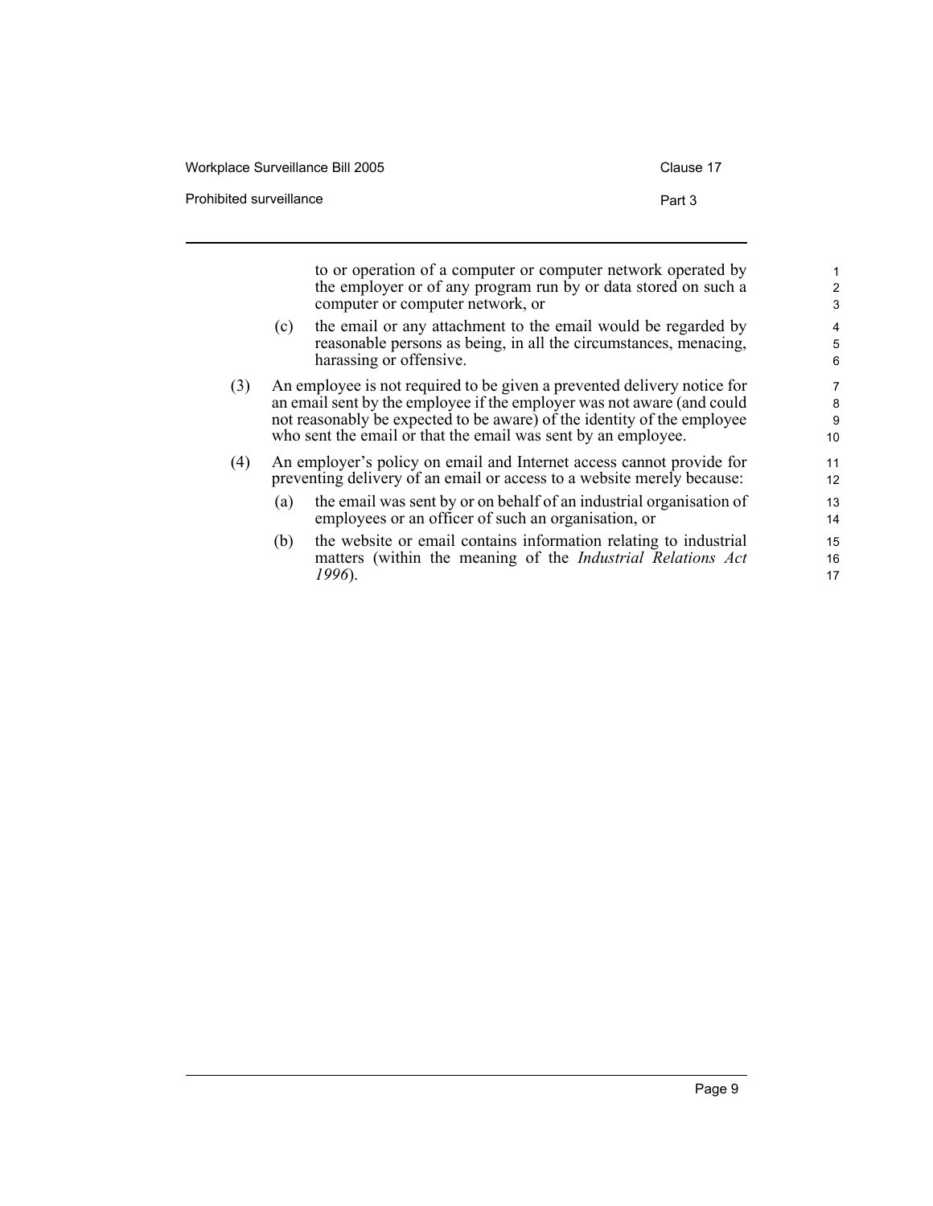to or operation of a computer or computer network operated by the employer or of any program run by or data stored on such a computer or computer network, or

(c) the email or any attachment to the email would be regarded by reasonable persons as being, in all the circumstances, menacing, harassing or offensive.

(3) An employee is not required to be given a prevented delivery notice for an email sent by the employee if the employer was not aware (and could not reasonably be expected to be aware) of the identity of the employee who sent the email or that the email was sent by an employee.

(4) An employer's policy on email and Internet access cannot provide for preventing delivery of an email or access to a website merely because:

(a) the email was sent by or on behalf of an industrial organisation of employees or an officer of such an organisation, or

(b) the website or email contains information relating to industrial matters (within the meaning of the *Industrial Relations Act 1996*).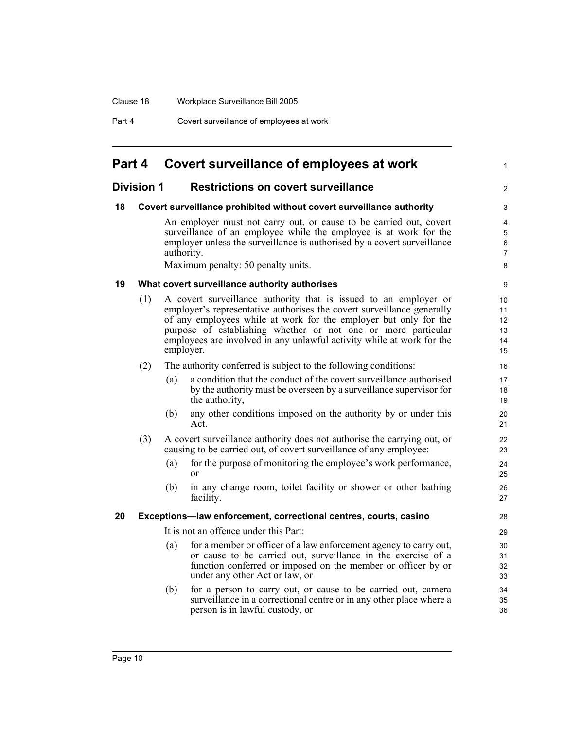## Part 4 Covert surveillance of employees at work

### Division 1 Restrictions on covert surveillance

**18 Covert surveillance prohibited without covert surveillance authority**

An employer must not carry out, or cause to be carried out, covert surveillance of an employee while the employee is at work for the employer unless the surveillance is authorised by a covert surveillance authority.

Maximum penalty: 50 penalty units.

**19 What covert surveillance authority authorises**

(1) A covert surveillance authority that is issued to an employer or employer's representative authorises the covert surveillance generally of any employees while at work for the employer but only for the purpose of establishing whether or not one or more particular employees are involved in any unlawful activity while at work for the employer.

(2) The authority conferred is subject to the following conditions:

(a) a condition that the conduct of the covert surveillance authorised by the authority must be overseen by a surveillance supervisor for the authority,

(b) any other conditions imposed on the authority by or under this Act.

(3) A covert surveillance authority does not authorise the carrying out, or causing to be carried out, of covert surveillance of any employee:

(a) for the purpose of monitoring the employee's work performance, or

(b) in any change room, toilet facility or shower or other bathing facility.

**20 Exceptions—law enforcement, correctional centres, courts, casino**

It is not an offence under this Part:

(a) for a member or officer of a law enforcement agency to carry out, or cause to be carried out, surveillance in the exercise of a function conferred or imposed on the member or officer by or under any other Act or law, or

(b) for a person to carry out, or cause to be carried out, camera surveillance in a correctional centre or in any other place where a person is in lawful custody, or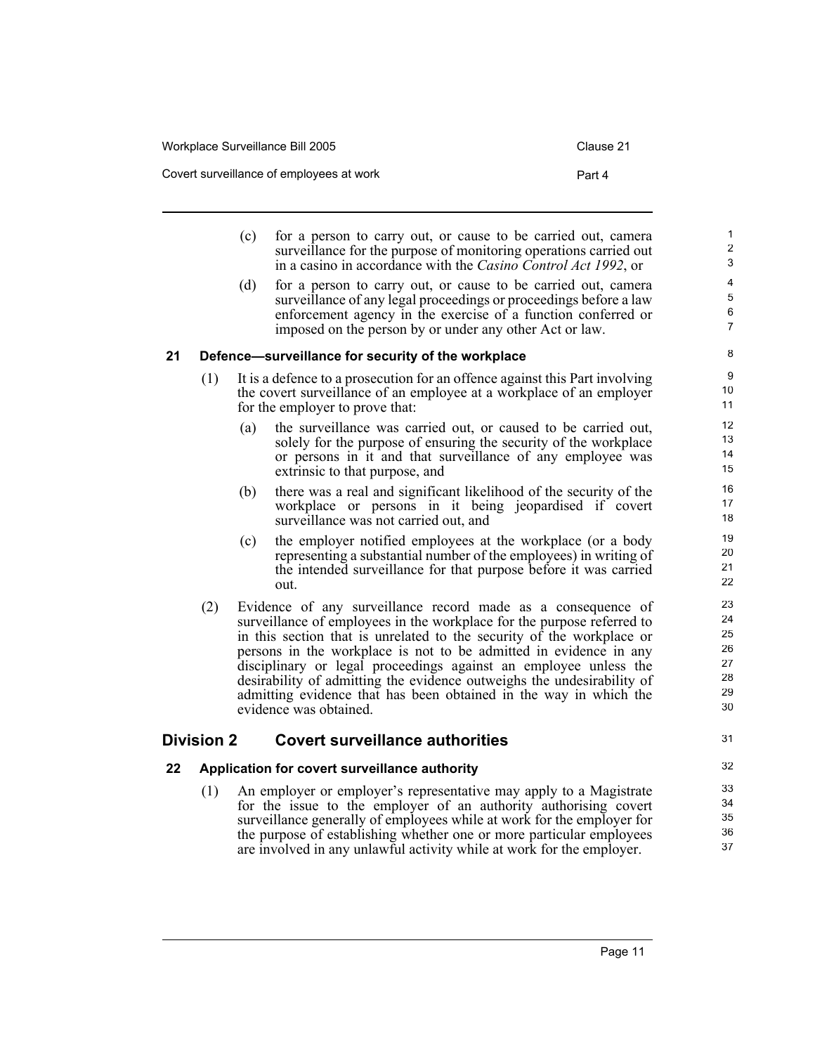(c) for a person to carry out, or cause to be carried out, camera surveillance for the purpose of monitoring operations carried out in a casino in accordance with the *Casino Control Act 1992*, or

(d) for a person to carry out, or cause to be carried out, camera surveillance of any legal proceedings or proceedings before a law enforcement agency in the exercise of a function conferred or imposed on the person by or under any other Act or law.

### 21 Defence—surveillance for security of the workplace

(1) It is a defence to a prosecution for an offence against this Part involving the covert surveillance of an employee at a workplace of an employer for the employer to prove that:

(a) the surveillance was carried out, or caused to be carried out, solely for the purpose of ensuring the security of the workplace or persons in it and that surveillance of any employee was extrinsic to that purpose, and

(b) there was a real and significant likelihood of the security of the workplace or persons in it being jeopardised if covert surveillance was not carried out, and

(c) the employer notified employees at the workplace (or a body representing a substantial number of the employees) in writing of the intended surveillance for that purpose before it was carried out.

(2) Evidence of any surveillance record made as a consequence of surveillance of employees in the workplace for the purpose referred to in this section that is unrelated to the security of the workplace or persons in the workplace is not to be admitted in evidence in any disciplinary or legal proceedings against an employee unless the desirability of admitting the evidence outweighs the undesirability of admitting evidence that has been obtained in the way in which the evidence was obtained.

## Division 2 Covert surveillance authorities

### 22 Application for covert surveillance authority

(1) An employer or employer's representative may apply to a Magistrate for the issue to the employer of an authority authorising covert surveillance generally of employees while at work for the employer for the purpose of establishing whether one or more particular employees are involved in any unlawful activity while at work for the employer.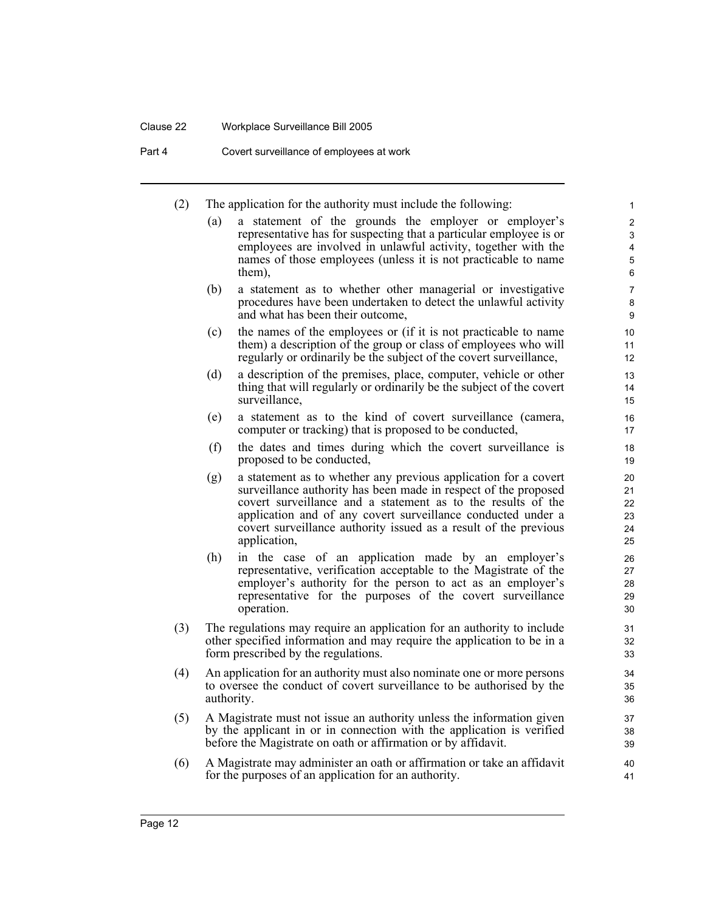(2) The application for the authority must include the following:

(a) a statement of the grounds the employer or employer's representative has for suspecting that a particular employee is or employees are involved in unlawful activity, together with the names of those employees (unless it is not practicable to name them),

(b) a statement as to whether other managerial or investigative procedures have been undertaken to detect the unlawful activity and what has been their outcome,

(c) the names of the employees or (if it is not practicable to name them) a description of the group or class of employees who will regularly or ordinarily be the subject of the covert surveillance,

(d) a description of the premises, place, computer, vehicle or other thing that will regularly or ordinarily be the subject of the covert surveillance,

(e) a statement as to the kind of covert surveillance (camera, computer or tracking) that is proposed to be conducted,

(f) the dates and times during which the covert surveillance is proposed to be conducted,

(g) a statement as to whether any previous application for a covert surveillance authority has been made in respect of the proposed covert surveillance and a statement as to the results of the application and of any covert surveillance conducted under a covert surveillance authority issued as a result of the previous application,

(h) in the case of an application made by an employer's representative, verification acceptable to the Magistrate of the employer's authority for the person to act as an employer's representative for the purposes of the covert surveillance operation.

(3) The regulations may require an application for an authority to include other specified information and may require the application to be in a form prescribed by the regulations.

(4) An application for an authority must also nominate one or more persons to oversee the conduct of covert surveillance to be authorised by the authority.

(5) A Magistrate must not issue an authority unless the information given by the applicant in or in connection with the application is verified before the Magistrate on oath or affirmation or by affidavit.

(6) A Magistrate may administer an oath or affirmation or take an affidavit for the purposes of an application for an authority.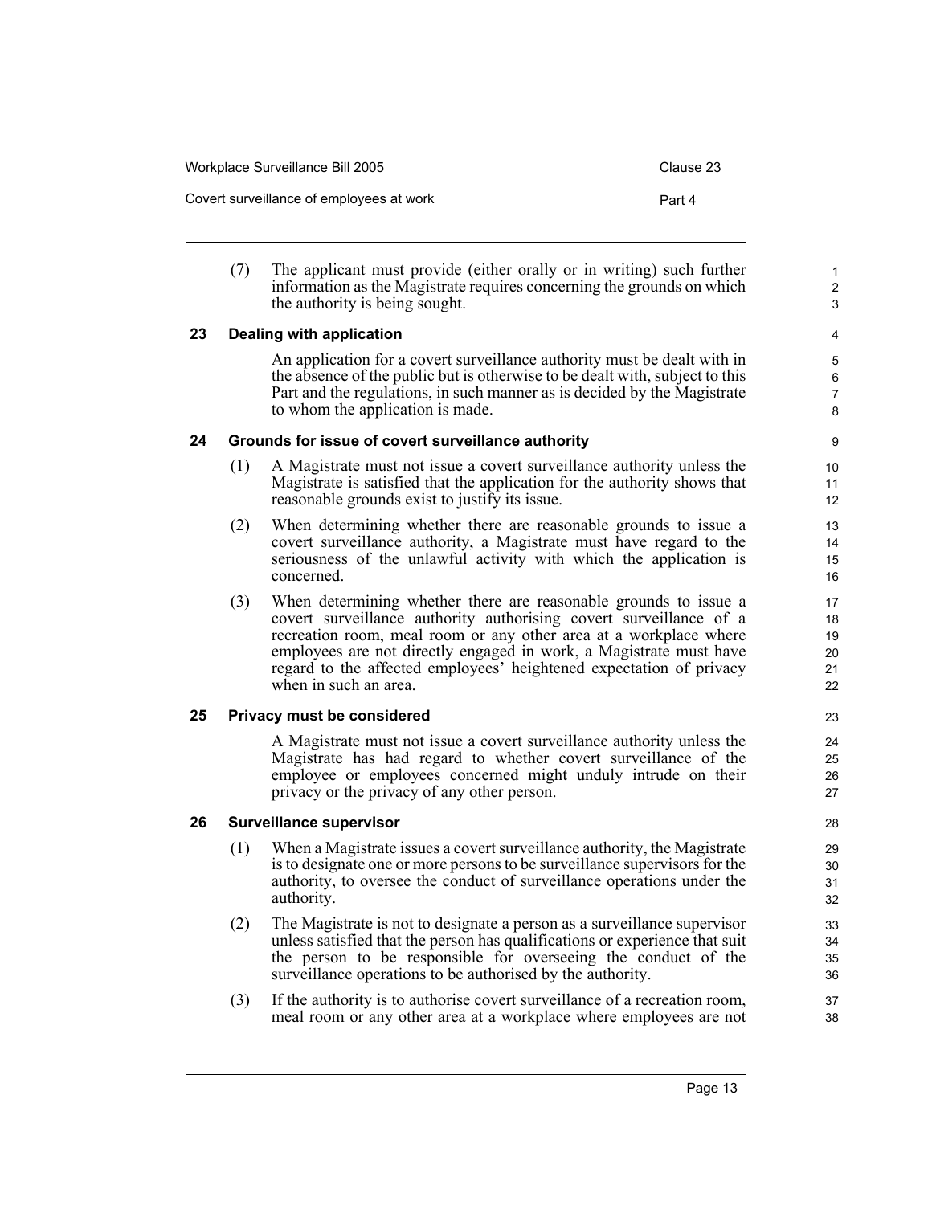(7) The applicant must provide (either orally or in writing) such further information as the Magistrate requires concerning the grounds on which the authority is being sought.

### 23 Dealing with application

An application for a covert surveillance authority must be dealt with in the absence of the public but is otherwise to be dealt with, subject to this Part and the regulations, in such manner as is decided by the Magistrate to whom the application is made.

### 24 Grounds for issue of covert surveillance authority

(1) A Magistrate must not issue a covert surveillance authority unless the Magistrate is satisfied that the application for the authority shows that reasonable grounds exist to justify its issue.

(2) When determining whether there are reasonable grounds to issue a covert surveillance authority, a Magistrate must have regard to the seriousness of the unlawful activity with which the application is concerned.

(3) When determining whether there are reasonable grounds to issue a covert surveillance authority authorising covert surveillance of a recreation room, meal room or any other area at a workplace where employees are not directly engaged in work, a Magistrate must have regard to the affected employees' heightened expectation of privacy when in such an area.

### 25 Privacy must be considered

A Magistrate must not issue a covert surveillance authority unless the Magistrate has had regard to whether covert surveillance of the employee or employees concerned might unduly intrude on their privacy or the privacy of any other person.

### 26 Surveillance supervisor

(1) When a Magistrate issues a covert surveillance authority, the Magistrate is to designate one or more persons to be surveillance supervisors for the authority, to oversee the conduct of surveillance operations under the authority.

(2) The Magistrate is not to designate a person as a surveillance supervisor unless satisfied that the person has qualifications or experience that suit the person to be responsible for overseeing the conduct of the surveillance operations to be authorised by the authority.

(3) If the authority is to authorise covert surveillance of a recreation room, meal room or any other area at a workplace where employees are not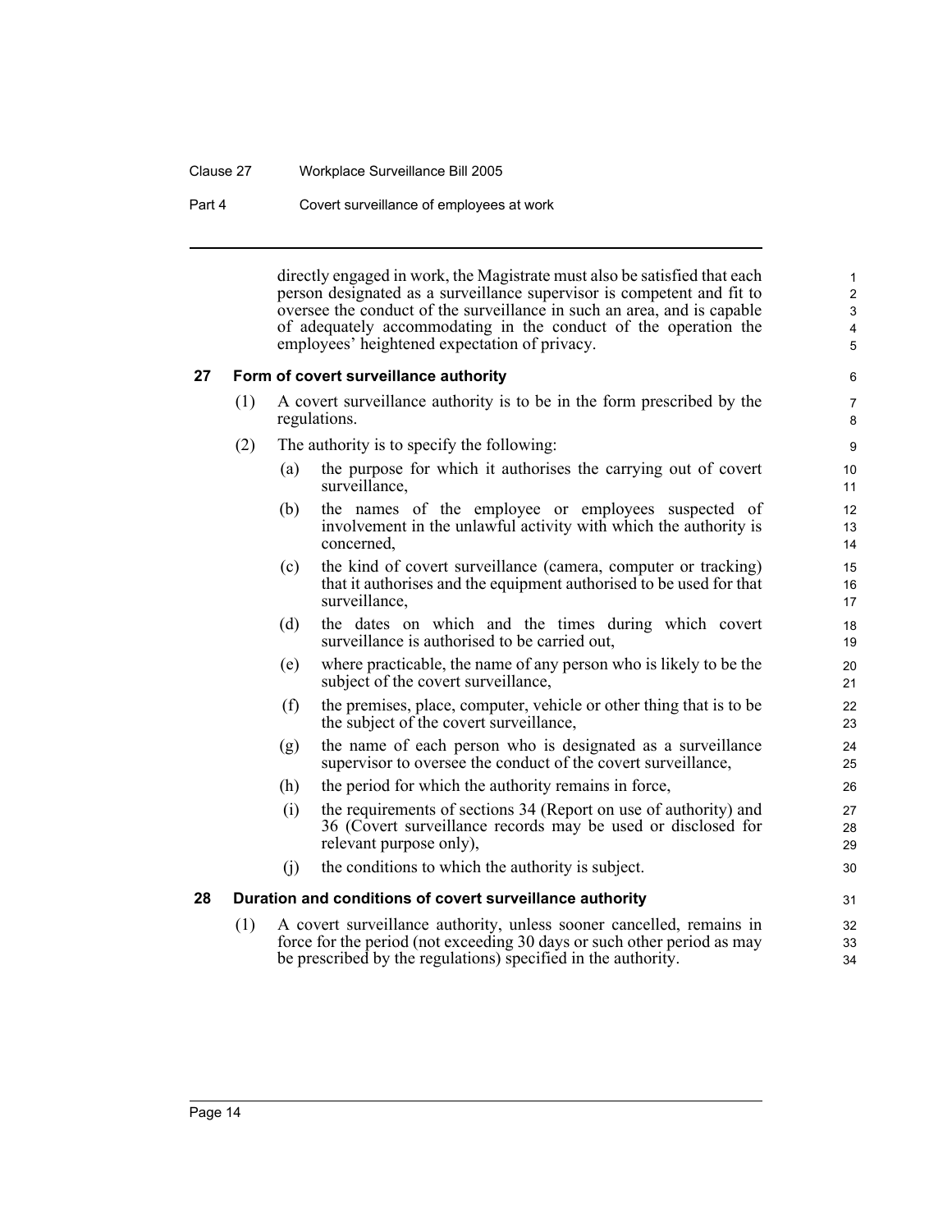directly engaged in work, the Magistrate must also be satisfied that each person designated as a surveillance supervisor is competent and fit to oversee the conduct of the surveillance in such an area, and is capable of adequately accommodating in the conduct of the operation the employees' heightened expectation of privacy.

### 27 Form of covert surveillance authority

(1) A covert surveillance authority is to be in the form prescribed by the regulations.

(2) The authority is to specify the following:

- (a) the purpose for which it authorises the carrying out of covert surveillance,
- (b) the names of the employee or employees suspected of involvement in the unlawful activity with which the authority is concerned,
- (c) the kind of covert surveillance (camera, computer or tracking) that it authorises and the equipment authorised to be used for that surveillance,
- (d) the dates on which and the times during which covert surveillance is authorised to be carried out,
- (e) where practicable, the name of any person who is likely to be the subject of the covert surveillance,
- (f) the premises, place, computer, vehicle or other thing that is to be the subject of the covert surveillance,
- (g) the name of each person who is designated as a surveillance supervisor to oversee the conduct of the covert surveillance,
- (h) the period for which the authority remains in force,
- (i) the requirements of sections 34 (Report on use of authority) and 36 (Covert surveillance records may be used or disclosed for relevant purpose only),
- (j) the conditions to which the authority is subject.

### 28 Duration and conditions of covert surveillance authority

(1) A covert surveillance authority, unless sooner cancelled, remains in force for the period (not exceeding 30 days or such other period as may be prescribed by the regulations) specified in the authority.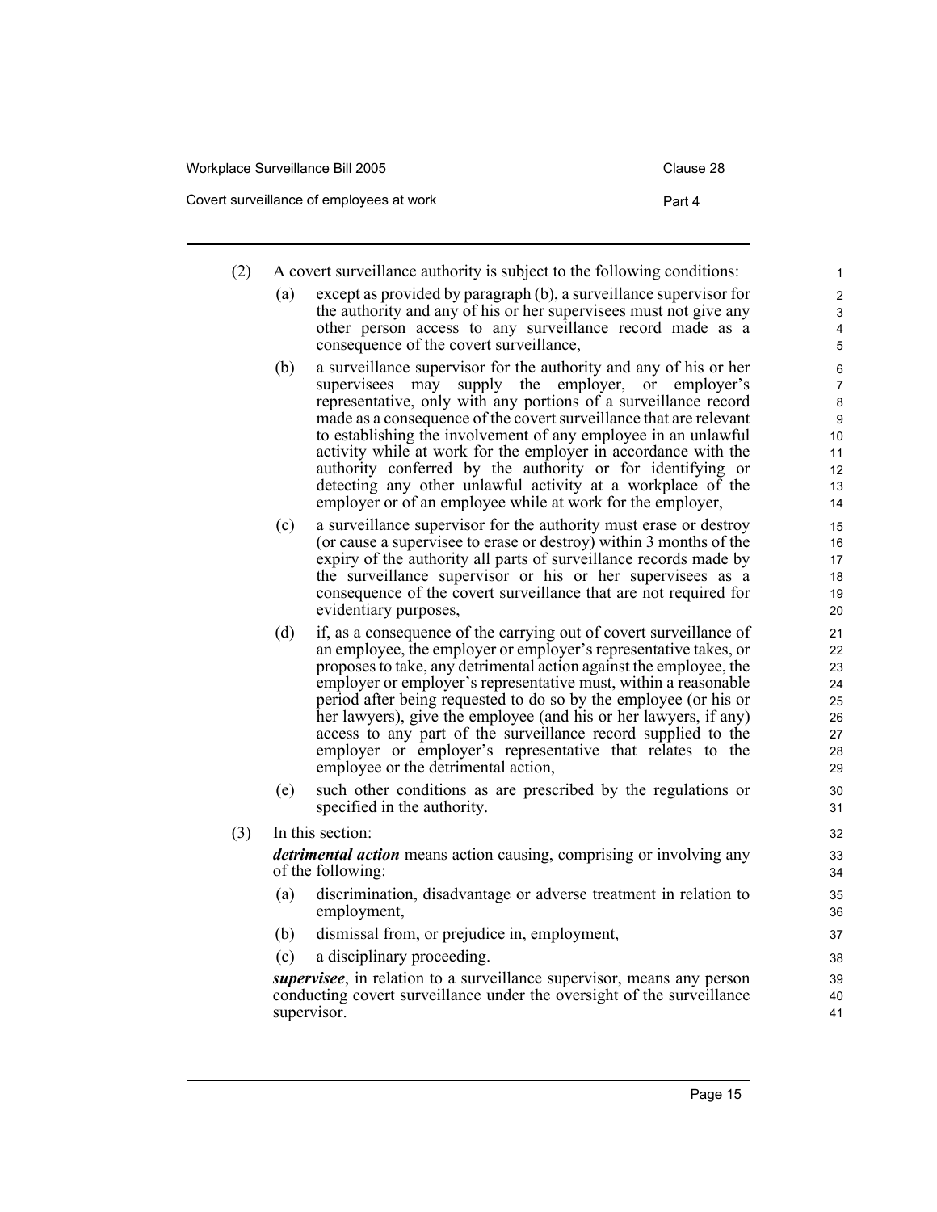(2) A covert surveillance authority is subject to the following conditions:

(a) except as provided by paragraph (b), a surveillance supervisor for the authority and any of his or her supervisees must not give any other person access to any surveillance record made as a consequence of the covert surveillance,

(b) a surveillance supervisor for the authority and any of his or her supervisees may supply the employer, or employer's representative, only with any portions of a surveillance record made as a consequence of the covert surveillance that are relevant to establishing the involvement of any employee in an unlawful activity while at work for the employer in accordance with the authority conferred by the authority or for identifying or detecting any other unlawful activity at a workplace of the employer or of an employee while at work for the employer,

(c) a surveillance supervisor for the authority must erase or destroy (or cause a supervisee to erase or destroy) within 3 months of the expiry of the authority all parts of surveillance records made by the surveillance supervisor or his or her supervisees as a consequence of the covert surveillance that are not required for evidentiary purposes,

(d) if, as a consequence of the carrying out of covert surveillance of an employee, the employer or employer's representative takes, or proposes to take, any detrimental action against the employee, the employer or employer's representative must, within a reasonable period after being requested to do so by the employee (or his or her lawyers), give the employee (and his or her lawyers, if any) access to any part of the surveillance record supplied to the employer or employer's representative that relates to the employee or the detrimental action,

(e) such other conditions as are prescribed by the regulations or specified in the authority.

(3) In this section:

***detrimental action*** means action causing, comprising or involving any of the following:

(a) discrimination, disadvantage or adverse treatment in relation to employment,

(b) dismissal from, or prejudice in, employment,

(c) a disciplinary proceeding.

***supervisee***, in relation to a surveillance supervisor, means any person conducting covert surveillance under the oversight of the surveillance supervisor.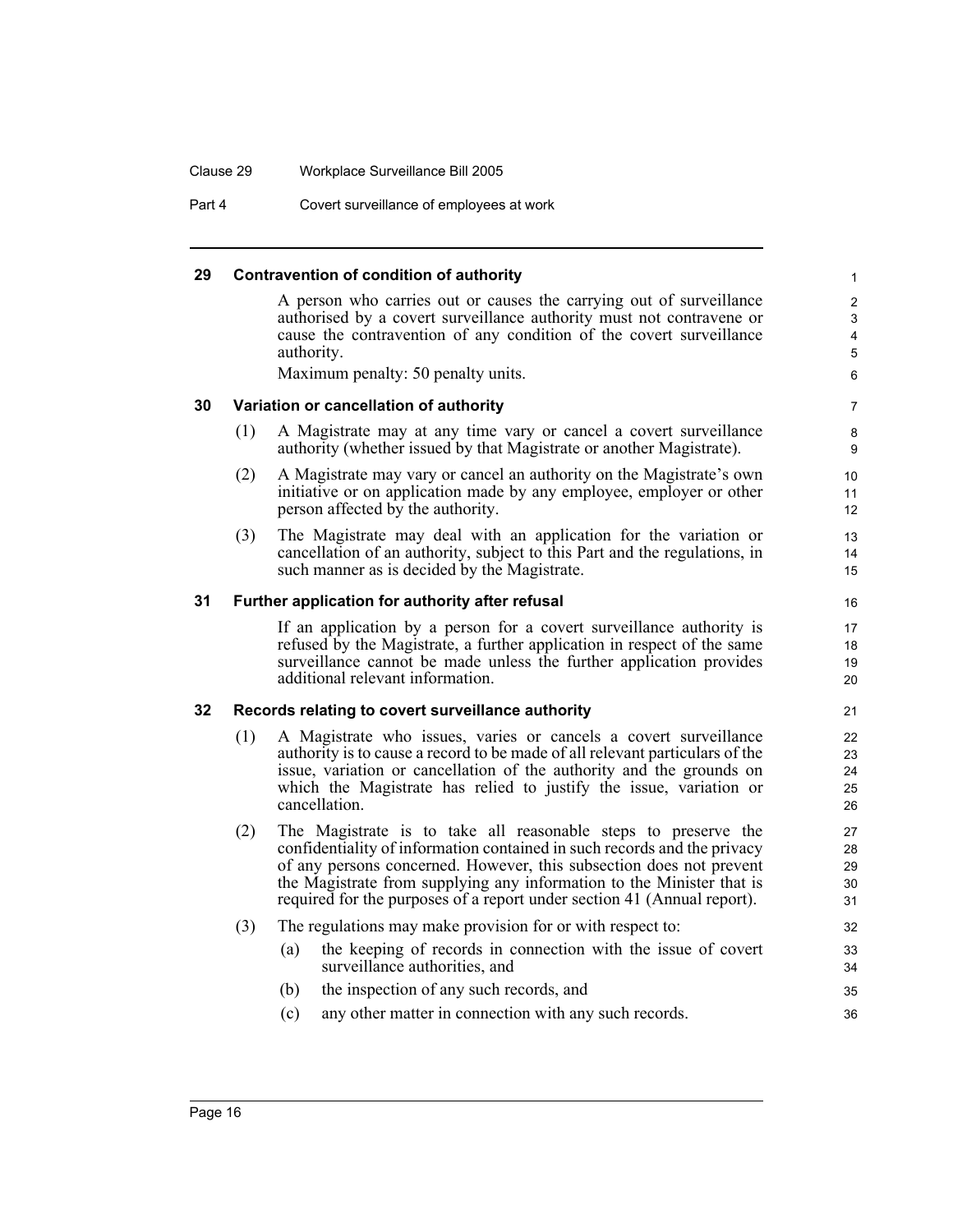### 29 Contravention of condition of authority

A person who carries out or causes the carrying out of surveillance authorised by a covert surveillance authority must not contravene or cause the contravention of any condition of the covert surveillance authority.

Maximum penalty: 50 penalty units.

### 30 Variation or cancellation of authority

(1) A Magistrate may at any time vary or cancel a covert surveillance authority (whether issued by that Magistrate or another Magistrate).

(2) A Magistrate may vary or cancel an authority on the Magistrate's own initiative or on application made by any employee, employer or other person affected by the authority.

(3) The Magistrate may deal with an application for the variation or cancellation of an authority, subject to this Part and the regulations, in such manner as is decided by the Magistrate.

### 31 Further application for authority after refusal

If an application by a person for a covert surveillance authority is refused by the Magistrate, a further application in respect of the same surveillance cannot be made unless the further application provides additional relevant information.

### 32 Records relating to covert surveillance authority

(1) A Magistrate who issues, varies or cancels a covert surveillance authority is to cause a record to be made of all relevant particulars of the issue, variation or cancellation of the authority and the grounds on which the Magistrate has relied to justify the issue, variation or cancellation.

(2) The Magistrate is to take all reasonable steps to preserve the confidentiality of information contained in such records and the privacy of any persons concerned. However, this subsection does not prevent the Magistrate from supplying any information to the Minister that is required for the purposes of a report under section 41 (Annual report).

(3) The regulations may make provision for or with respect to:

(a) the keeping of records in connection with the issue of covert surveillance authorities, and

(b) the inspection of any such records, and

(c) any other matter in connection with any such records.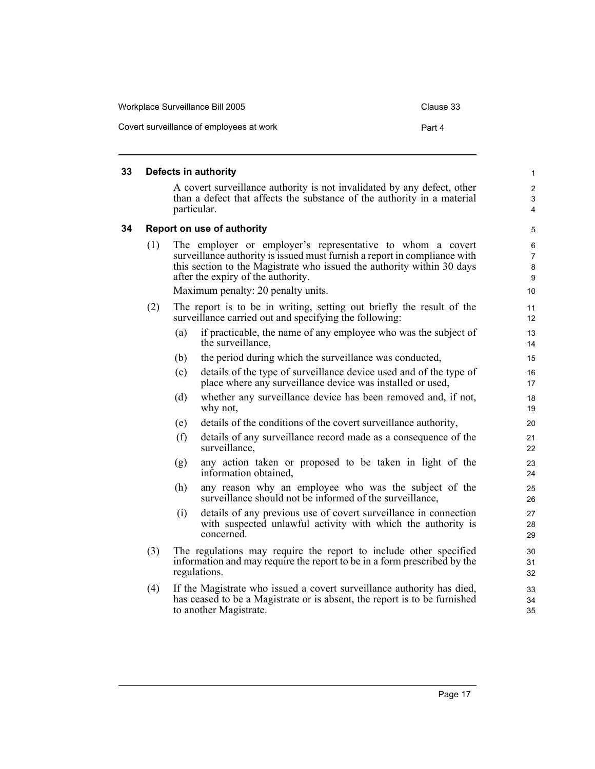### 33 Defects in authority

A covert surveillance authority is not invalidated by any defect, other than a defect that affects the substance of the authority in a material particular.

### 34 Report on use of authority

(1) The employer or employer's representative to whom a covert surveillance authority is issued must furnish a report in compliance with this section to the Magistrate who issued the authority within 30 days after the expiry of the authority.

Maximum penalty: 20 penalty units.

(2) The report is to be in writing, setting out briefly the result of the surveillance carried out and specifying the following:

(a) if practicable, the name of any employee who was the subject of the surveillance,

(b) the period during which the surveillance was conducted,

(c) details of the type of surveillance device used and of the type of place where any surveillance device was installed or used,

(d) whether any surveillance device has been removed and, if not, why not,

(e) details of the conditions of the covert surveillance authority,

(f) details of any surveillance record made as a consequence of the surveillance,

(g) any action taken or proposed to be taken in light of the information obtained,

(h) any reason why an employee who was the subject of the surveillance should not be informed of the surveillance,

(i) details of any previous use of covert surveillance in connection with suspected unlawful activity with which the authority is concerned.

(3) The regulations may require the report to include other specified information and may require the report to be in a form prescribed by the regulations.

(4) If the Magistrate who issued a covert surveillance authority has died, has ceased to be a Magistrate or is absent, the report is to be furnished to another Magistrate.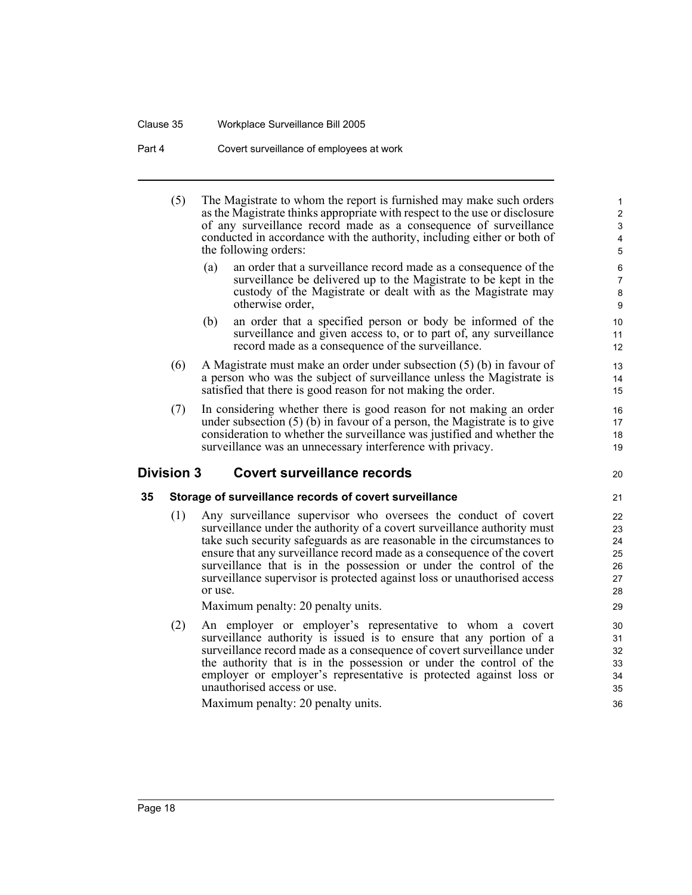(5) The Magistrate to whom the report is furnished may make such orders as the Magistrate thinks appropriate with respect to the use or disclosure of any surveillance record made as a consequence of surveillance conducted in accordance with the authority, including either or both of the following orders:

(a) an order that a surveillance record made as a consequence of the surveillance be delivered up to the Magistrate to be kept in the custody of the Magistrate or dealt with as the Magistrate may otherwise order,

(b) an order that a specified person or body be informed of the surveillance and given access to, or to part of, any surveillance record made as a consequence of the surveillance.

(6) A Magistrate must make an order under subsection (5) (b) in favour of a person who was the subject of surveillance unless the Magistrate is satisfied that there is good reason for not making the order.

(7) In considering whether there is good reason for not making an order under subsection (5) (b) in favour of a person, the Magistrate is to give consideration to whether the surveillance was justified and whether the surveillance was an unnecessary interference with privacy.

## Division 3 Covert surveillance records

### 35 Storage of surveillance records of covert surveillance

(1) Any surveillance supervisor who oversees the conduct of covert surveillance under the authority of a covert surveillance authority must take such security safeguards as are reasonable in the circumstances to ensure that any surveillance record made as a consequence of the covert surveillance that is in the possession or under the control of the surveillance supervisor is protected against loss or unauthorised access or use.

Maximum penalty: 20 penalty units.

(2) An employer or employer's representative to whom a covert surveillance authority is issued is to ensure that any portion of a surveillance record made as a consequence of covert surveillance under the authority that is in the possession or under the control of the employer or employer's representative is protected against loss or unauthorised access or use.

Maximum penalty: 20 penalty units.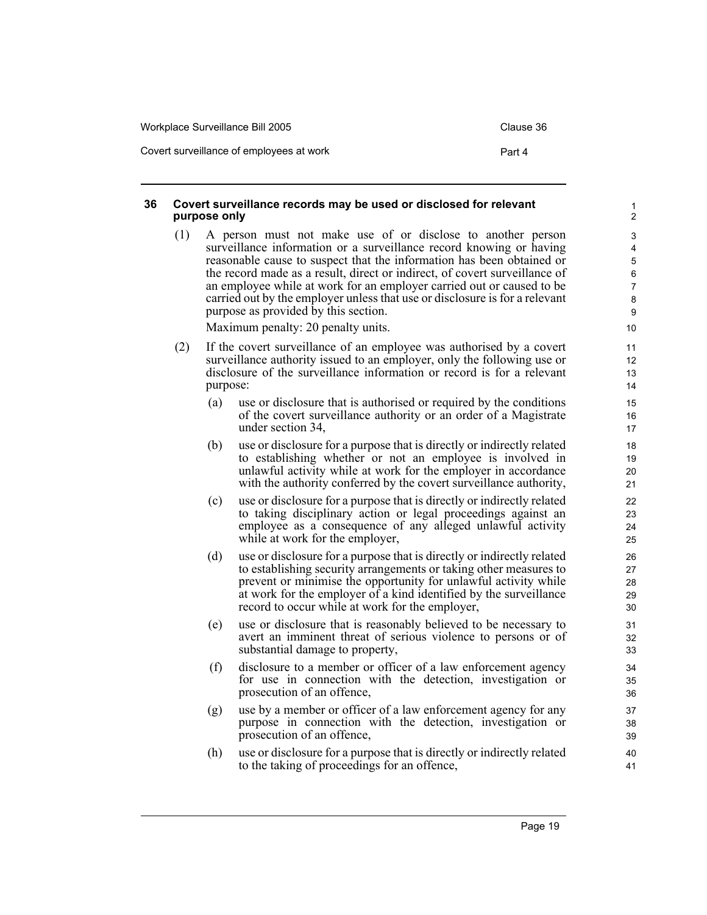### 36 Covert surveillance records may be used or disclosed for relevant purpose only

(1) A person must not make use of or disclose to another person surveillance information or a surveillance record knowing or having reasonable cause to suspect that the information has been obtained or the record made as a result, direct or indirect, of covert surveillance of an employee while at work for an employer carried out or caused to be carried out by the employer unless that use or disclosure is for a relevant purpose as provided by this section.

Maximum penalty: 20 penalty units.

(2) If the covert surveillance of an employee was authorised by a covert surveillance authority issued to an employer, only the following use or disclosure of the surveillance information or record is for a relevant purpose:

(a) use or disclosure that is authorised or required by the conditions of the covert surveillance authority or an order of a Magistrate under section 34,

(b) use or disclosure for a purpose that is directly or indirectly related to establishing whether or not an employee is involved in unlawful activity while at work for the employer in accordance with the authority conferred by the covert surveillance authority,

(c) use or disclosure for a purpose that is directly or indirectly related to taking disciplinary action or legal proceedings against an employee as a consequence of any alleged unlawful activity while at work for the employer,

(d) use or disclosure for a purpose that is directly or indirectly related to establishing security arrangements or taking other measures to prevent or minimise the opportunity for unlawful activity while at work for the employer of a kind identified by the surveillance record to occur while at work for the employer,

(e) use or disclosure that is reasonably believed to be necessary to avert an imminent threat of serious violence to persons or of substantial damage to property,

(f) disclosure to a member or officer of a law enforcement agency for use in connection with the detection, investigation or prosecution of an offence,

(g) use by a member or officer of a law enforcement agency for any purpose in connection with the detection, investigation or prosecution of an offence,

(h) use or disclosure for a purpose that is directly or indirectly related to the taking of proceedings for an offence,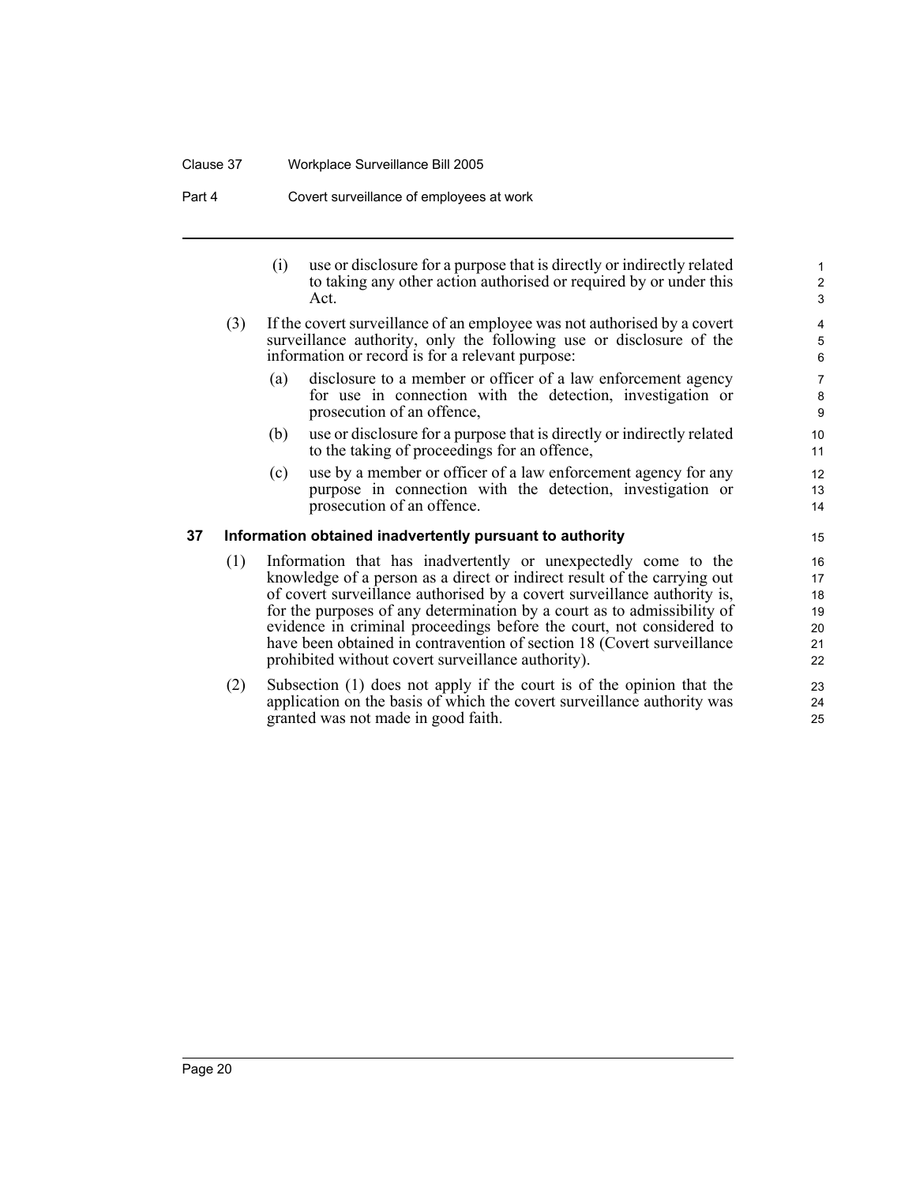(i) use or disclosure for a purpose that is directly or indirectly related to taking any other action authorised or required by or under this Act.

(3) If the covert surveillance of an employee was not authorised by a covert surveillance authority, only the following use or disclosure of the information or record is for a relevant purpose:

(a) disclosure to a member or officer of a law enforcement agency for use in connection with the detection, investigation or prosecution of an offence,

(b) use or disclosure for a purpose that is directly or indirectly related to the taking of proceedings for an offence,

(c) use by a member or officer of a law enforcement agency for any purpose in connection with the detection, investigation or prosecution of an offence.

### 37 Information obtained inadvertently pursuant to authority

(1) Information that has inadvertently or unexpectedly come to the knowledge of a person as a direct or indirect result of the carrying out of covert surveillance authorised by a covert surveillance authority is, for the purposes of any determination by a court as to admissibility of evidence in criminal proceedings before the court, not considered to have been obtained in contravention of section 18 (Covert surveillance prohibited without covert surveillance authority).

(2) Subsection (1) does not apply if the court is of the opinion that the application on the basis of which the covert surveillance authority was granted was not made in good faith.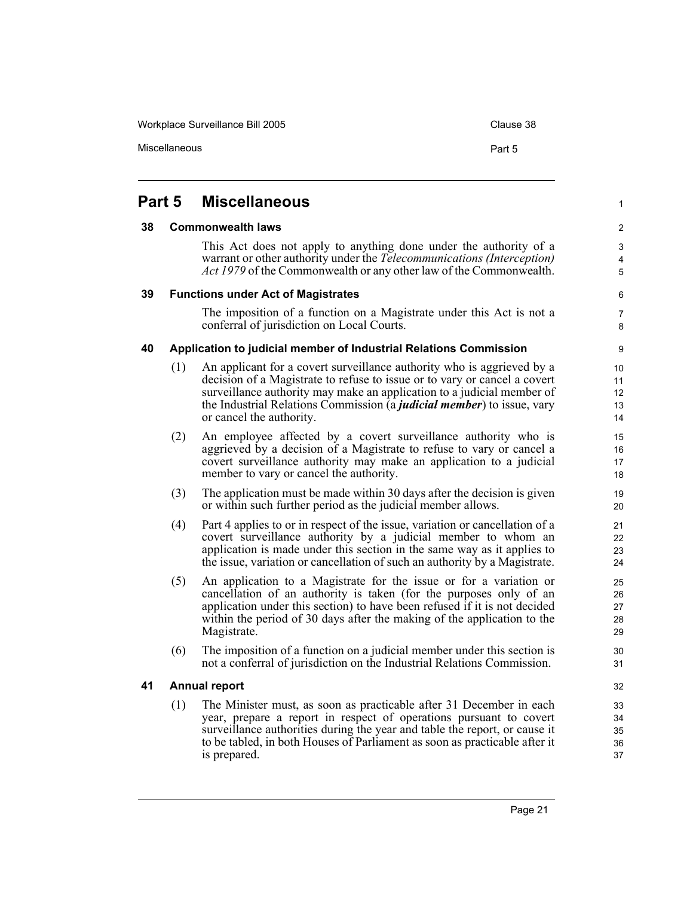## Part 5 Miscellaneous

### 38 Commonwealth laws

This Act does not apply to anything done under the authority of a warrant or other authority under the *Telecommunications (Interception) Act 1979* of the Commonwealth or any other law of the Commonwealth.

### 39 Functions under Act of Magistrates

The imposition of a function on a Magistrate under this Act is not a conferral of jurisdiction on Local Courts.

### 40 Application to judicial member of Industrial Relations Commission

(1) An applicant for a covert surveillance authority who is aggrieved by a decision of a Magistrate to refuse to issue or to vary or cancel a covert surveillance authority may make an application to a judicial member of the Industrial Relations Commission (a ***judicial member***) to issue, vary or cancel the authority.

(2) An employee affected by a covert surveillance authority who is aggrieved by a decision of a Magistrate to refuse to vary or cancel a covert surveillance authority may make an application to a judicial member to vary or cancel the authority.

(3) The application must be made within 30 days after the decision is given or within such further period as the judicial member allows.

(4) Part 4 applies to or in respect of the issue, variation or cancellation of a covert surveillance authority by a judicial member to whom an application is made under this section in the same way as it applies to the issue, variation or cancellation of such an authority by a Magistrate.

(5) An application to a Magistrate for the issue or for a variation or cancellation of an authority is taken (for the purposes only of an application under this section) to have been refused if it is not decided within the period of 30 days after the making of the application to the Magistrate.

(6) The imposition of a function on a judicial member under this section is not a conferral of jurisdiction on the Industrial Relations Commission.

### 41 Annual report

(1) The Minister must, as soon as practicable after 31 December in each year, prepare a report in respect of operations pursuant to covert surveillance authorities during the year and table the report, or cause it to be tabled, in both Houses of Parliament as soon as practicable after it is prepared.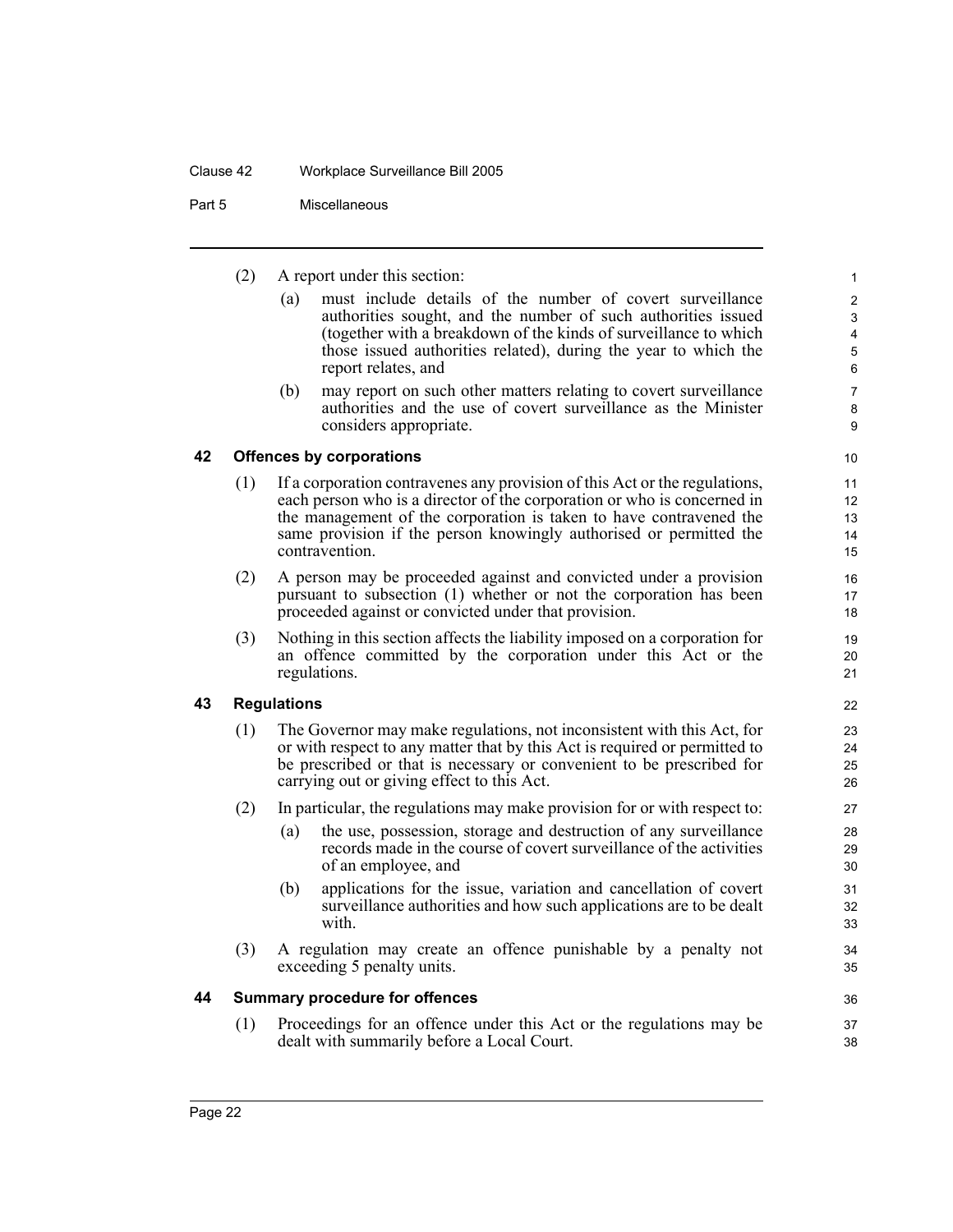(2) A report under this section:

(a) must include details of the number of covert surveillance authorities sought, and the number of such authorities issued (together with a breakdown of the kinds of surveillance to which those issued authorities related), during the year to which the report relates, and

(b) may report on such other matters relating to covert surveillance authorities and the use of covert surveillance as the Minister considers appropriate.

## 42 Offences by corporations

(1) If a corporation contravenes any provision of this Act or the regulations, each person who is a director of the corporation or who is concerned in the management of the corporation is taken to have contravened the same provision if the person knowingly authorised or permitted the contravention.

(2) A person may be proceeded against and convicted under a provision pursuant to subsection (1) whether or not the corporation has been proceeded against or convicted under that provision.

(3) Nothing in this section affects the liability imposed on a corporation for an offence committed by the corporation under this Act or the regulations.

## 43 Regulations

(1) The Governor may make regulations, not inconsistent with this Act, for or with respect to any matter that by this Act is required or permitted to be prescribed or that is necessary or convenient to be prescribed for carrying out or giving effect to this Act.

(2) In particular, the regulations may make provision for or with respect to:

(a) the use, possession, storage and destruction of any surveillance records made in the course of covert surveillance of the activities of an employee, and

(b) applications for the issue, variation and cancellation of covert surveillance authorities and how such applications are to be dealt with.

(3) A regulation may create an offence punishable by a penalty not exceeding 5 penalty units.

## 44 Summary procedure for offences

(1) Proceedings for an offence under this Act or the regulations may be dealt with summarily before a Local Court.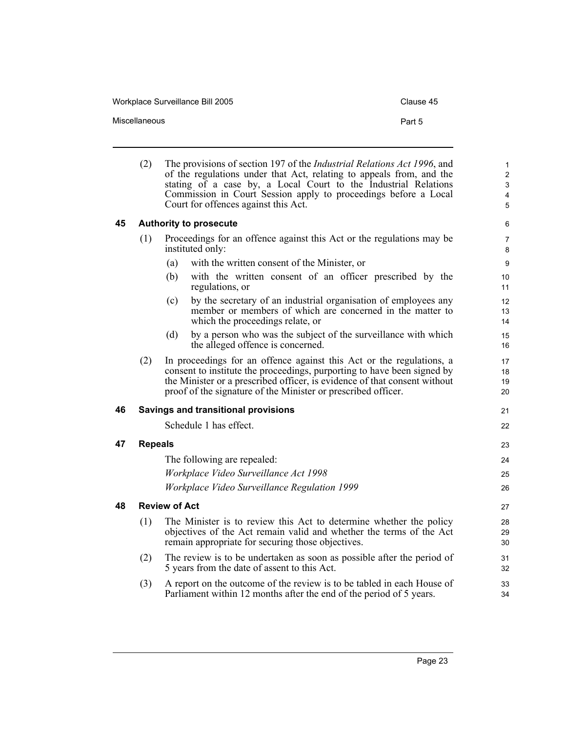(2) The provisions of section 197 of the *Industrial Relations Act 1996*, and of the regulations under that Act, relating to appeals from, and the stating of a case by, a Local Court to the Industrial Relations Commission in Court Session apply to proceedings before a Local Court for offences against this Act.

## 45 Authority to prosecute

(1) Proceedings for an offence against this Act or the regulations may be instituted only:

- (a) with the written consent of the Minister, or
- (b) with the written consent of an officer prescribed by the regulations, or
- (c) by the secretary of an industrial organisation of employees any member or members of which are concerned in the matter to which the proceedings relate, or
- (d) by a person who was the subject of the surveillance with which the alleged offence is concerned.

(2) In proceedings for an offence against this Act or the regulations, a consent to institute the proceedings, purporting to have been signed by the Minister or a prescribed officer, is evidence of that consent without proof of the signature of the Minister or prescribed officer.

## 46 Savings and transitional provisions

Schedule 1 has effect.

## 47 Repeals

The following are repealed:

*Workplace Video Surveillance Act 1998*

*Workplace Video Surveillance Regulation 1999*

## 48 Review of Act

(1) The Minister is to review this Act to determine whether the policy objectives of the Act remain valid and whether the terms of the Act remain appropriate for securing those objectives.

(2) The review is to be undertaken as soon as possible after the period of 5 years from the date of assent to this Act.

(3) A report on the outcome of the review is to be tabled in each House of Parliament within 12 months after the end of the period of 5 years.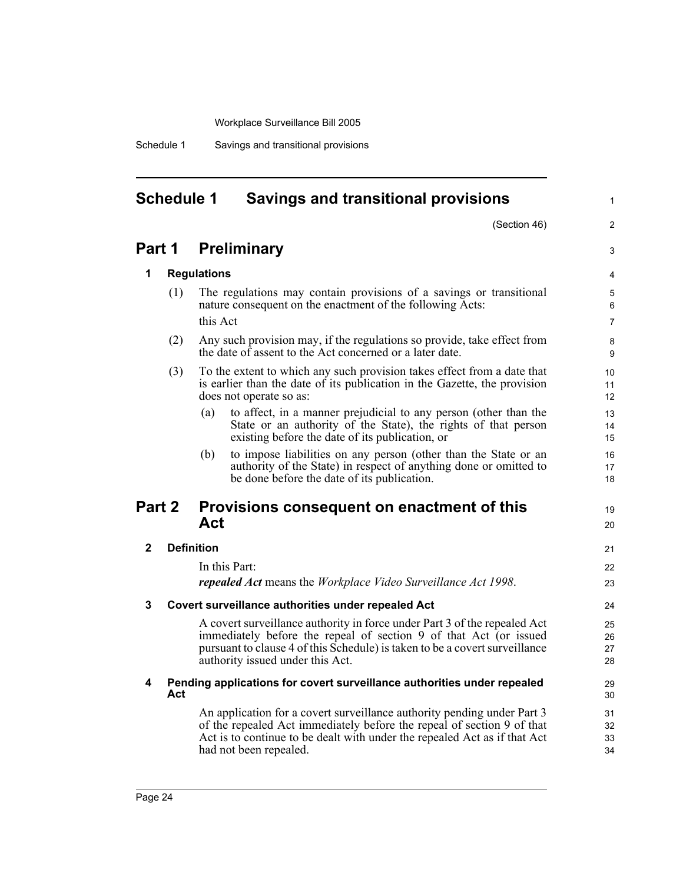# Schedule 1 Savings and transitional provisions

(Section 46)

## Part 1 Preliminary

### 1 Regulations

(1) The regulations may contain provisions of a savings or transitional nature consequent on the enactment of the following Acts:

this Act

(2) Any such provision may, if the regulations so provide, take effect from the date of assent to the Act concerned or a later date.

(3) To the extent to which any such provision takes effect from a date that is earlier than the date of its publication in the Gazette, the provision does not operate so as:

(a) to affect, in a manner prejudicial to any person (other than the State or an authority of the State), the rights of that person existing before the date of its publication, or

(b) to impose liabilities on any person (other than the State or an authority of the State) in respect of anything done or omitted to be done before the date of its publication.

## Part 2 Provisions consequent on enactment of this Act

### 2 Definition

In this Part:

***repealed Act*** means the *Workplace Video Surveillance Act 1998*.

### 3 Covert surveillance authorities under repealed Act

A covert surveillance authority in force under Part 3 of the repealed Act immediately before the repeal of section 9 of that Act (or issued pursuant to clause 4 of this Schedule) is taken to be a covert surveillance authority issued under this Act.

### 4 Pending applications for covert surveillance authorities under repealed Act

An application for a covert surveillance authority pending under Part 3 of the repealed Act immediately before the repeal of section 9 of that Act is to continue to be dealt with under the repealed Act as if that Act had not been repealed.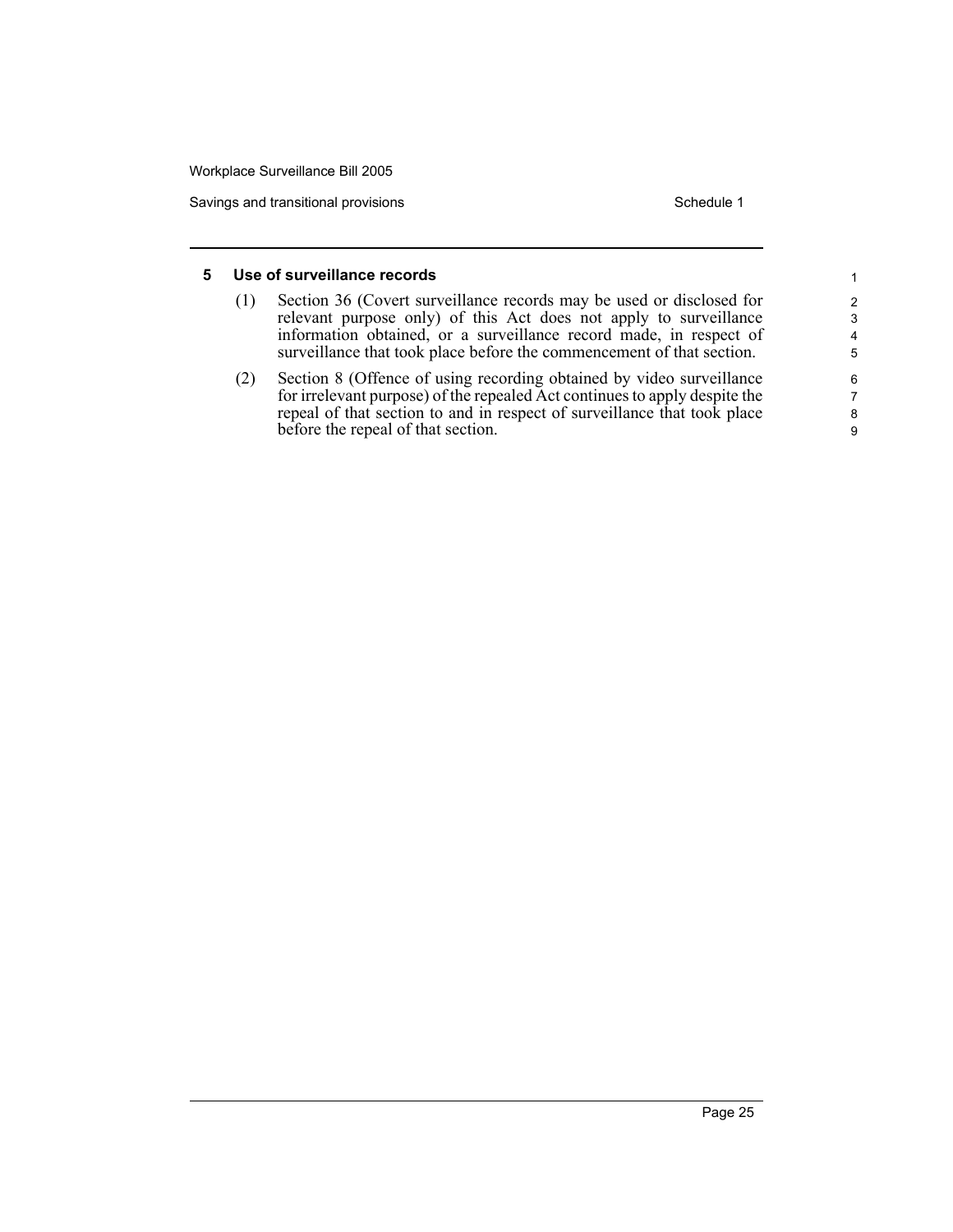## 5 Use of surveillance records

(1) Section 36 (Covert surveillance records may be used or disclosed for relevant purpose only) of this Act does not apply to surveillance information obtained, or a surveillance record made, in respect of surveillance that took place before the commencement of that section.

(2) Section 8 (Offence of using recording obtained by video surveillance for irrelevant purpose) of the repealed Act continues to apply despite the repeal of that section to and in respect of surveillance that took place before the repeal of that section.